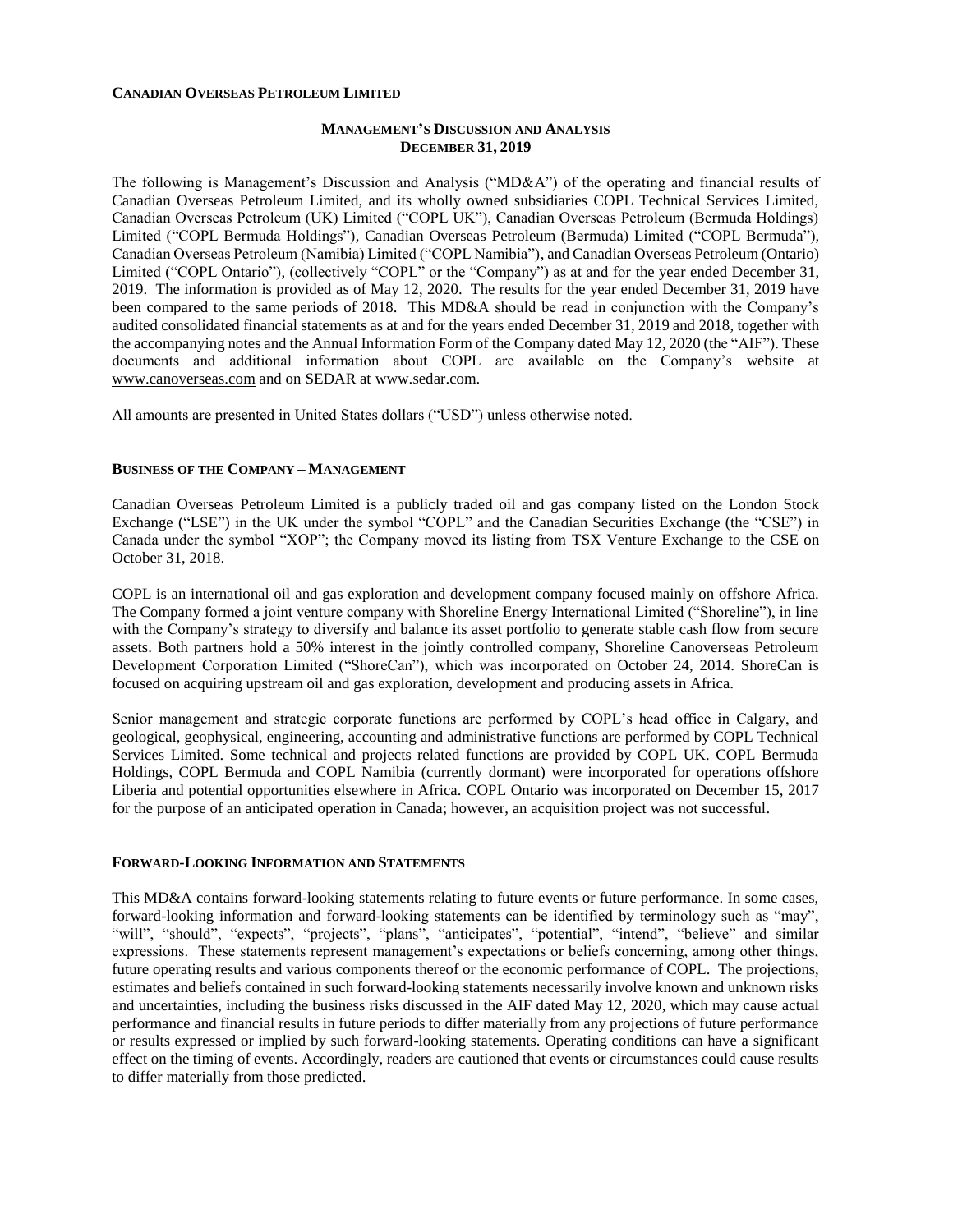**CANADIAN OVERSEAS PETROLEUM LIMITED**

# MANAGEMENT'S DISCUSSION AND ANALYSIS
## DECEMBER 31, 2019

The following is Management's Discussion and Analysis ("MD&A") of the operating and financial results of Canadian Overseas Petroleum Limited, and its wholly owned subsidiaries COPL Technical Services Limited, Canadian Overseas Petroleum (UK) Limited ("COPL UK"), Canadian Overseas Petroleum (Bermuda Holdings) Limited ("COPL Bermuda Holdings"), Canadian Overseas Petroleum (Bermuda) Limited ("COPL Bermuda"), Canadian Overseas Petroleum (Namibia) Limited ("COPL Namibia"), and Canadian Overseas Petroleum (Ontario) Limited ("COPL Ontario"), (collectively "COPL" or the "Company") as at and for the year ended December 31, 2019. The information is provided as of May 12, 2020. The results for the year ended December 31, 2019 have been compared to the same periods of 2018. This MD&A should be read in conjunction with the Company's audited consolidated financial statements as at and for the years ended December 31, 2019 and 2018, together with the accompanying notes and the Annual Information Form of the Company dated May 12, 2020 (the "AIF"). These documents and additional information about COPL are available on the Company's website at www.canoverseas.com and on SEDAR at www.sedar.com.

All amounts are presented in United States dollars ("USD") unless otherwise noted.

### BUSINESS OF THE COMPANY – MANAGEMENT

Canadian Overseas Petroleum Limited is a publicly traded oil and gas company listed on the London Stock Exchange ("LSE") in the UK under the symbol "COPL" and the Canadian Securities Exchange (the "CSE") in Canada under the symbol "XOP"; the Company moved its listing from TSX Venture Exchange to the CSE on October 31, 2018.

COPL is an international oil and gas exploration and development company focused mainly on offshore Africa. The Company formed a joint venture company with Shoreline Energy International Limited ("Shoreline"), in line with the Company's strategy to diversify and balance its asset portfolio to generate stable cash flow from secure assets. Both partners hold a 50% interest in the jointly controlled company, Shoreline Canoverseas Petroleum Development Corporation Limited ("ShoreCan"), which was incorporated on October 24, 2014. ShoreCan is focused on acquiring upstream oil and gas exploration, development and producing assets in Africa.

Senior management and strategic corporate functions are performed by COPL's head office in Calgary, and geological, geophysical, engineering, accounting and administrative functions are performed by COPL Technical Services Limited. Some technical and projects related functions are provided by COPL UK. COPL Bermuda Holdings, COPL Bermuda and COPL Namibia (currently dormant) were incorporated for operations offshore Liberia and potential opportunities elsewhere in Africa. COPL Ontario was incorporated on December 15, 2017 for the purpose of an anticipated operation in Canada; however, an acquisition project was not successful.

### FORWARD-LOOKING INFORMATION AND STATEMENTS

This MD&A contains forward-looking statements relating to future events or future performance. In some cases, forward-looking information and forward-looking statements can be identified by terminology such as "may", "will", "should", "expects", "projects", "plans", "anticipates", "potential", "intend", "believe" and similar expressions. These statements represent management's expectations or beliefs concerning, among other things, future operating results and various components thereof or the economic performance of COPL. The projections, estimates and beliefs contained in such forward-looking statements necessarily involve known and unknown risks and uncertainties, including the business risks discussed in the AIF dated May 12, 2020, which may cause actual performance and financial results in future periods to differ materially from any projections of future performance or results expressed or implied by such forward-looking statements. Operating conditions can have a significant effect on the timing of events. Accordingly, readers are cautioned that events or circumstances could cause results to differ materially from those predicted.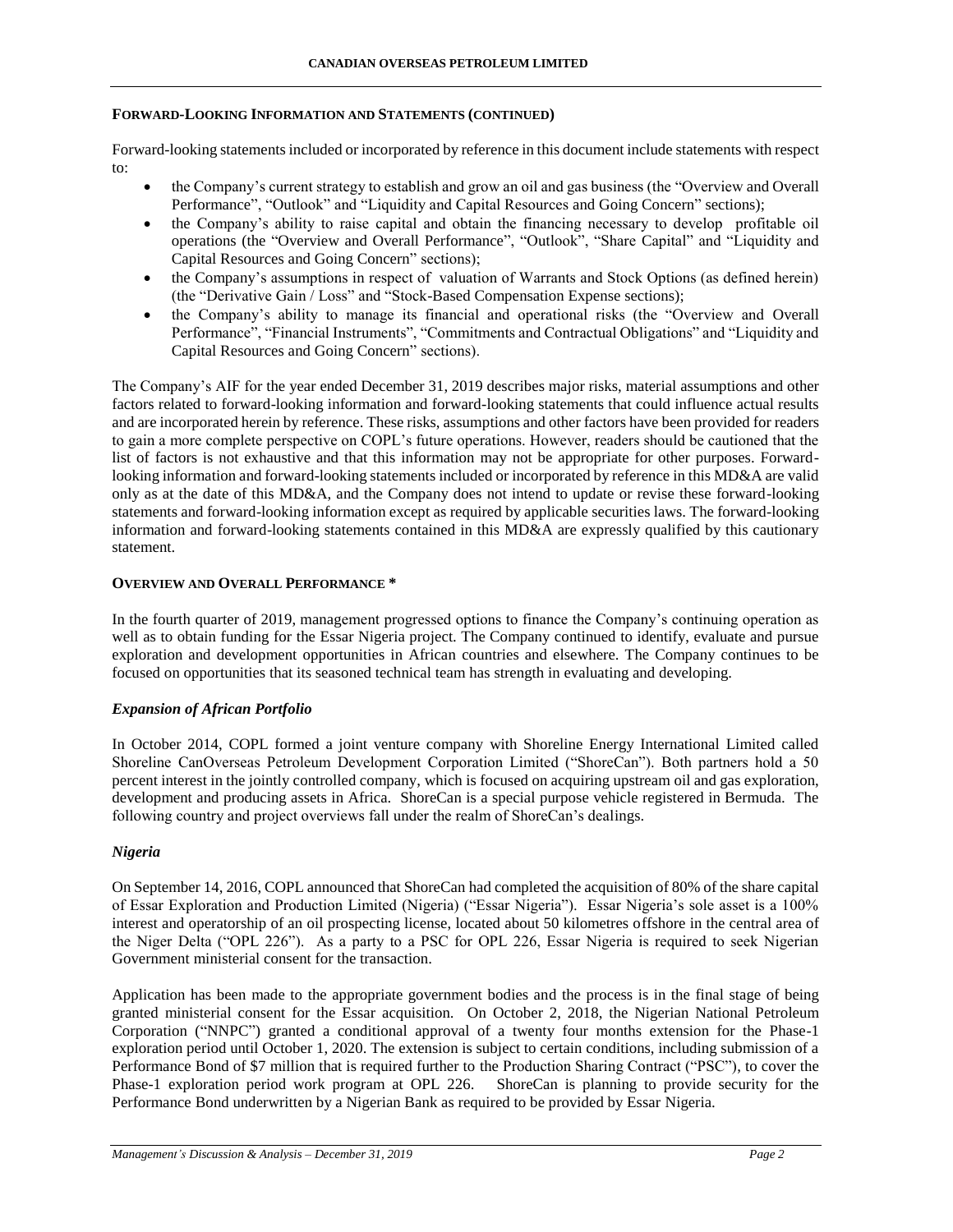## FORWARD-LOOKING INFORMATION AND STATEMENTS (CONTINUED)

Forward-looking statements included or incorporated by reference in this document include statements with respect to:

- the Company's current strategy to establish and grow an oil and gas business (the "Overview and Overall Performance", "Outlook" and "Liquidity and Capital Resources and Going Concern" sections);
- the Company's ability to raise capital and obtain the financing necessary to develop profitable oil operations (the "Overview and Overall Performance", "Outlook", "Share Capital" and "Liquidity and Capital Resources and Going Concern" sections);
- the Company's assumptions in respect of valuation of Warrants and Stock Options (as defined herein) (the "Derivative Gain / Loss" and "Stock-Based Compensation Expense sections);
- the Company's ability to manage its financial and operational risks (the "Overview and Overall Performance", "Financial Instruments", "Commitments and Contractual Obligations" and "Liquidity and Capital Resources and Going Concern" sections).

The Company's AIF for the year ended December 31, 2019 describes major risks, material assumptions and other factors related to forward-looking information and forward-looking statements that could influence actual results and are incorporated herein by reference. These risks, assumptions and other factors have been provided for readers to gain a more complete perspective on COPL's future operations. However, readers should be cautioned that the list of factors is not exhaustive and that this information may not be appropriate for other purposes. Forward-looking information and forward-looking statements included or incorporated by reference in this MD&A are valid only as at the date of this MD&A, and the Company does not intend to update or revise these forward-looking statements and forward-looking information except as required by applicable securities laws. The forward-looking information and forward-looking statements contained in this MD&A are expressly qualified by this cautionary statement.

## OVERVIEW AND OVERALL PERFORMANCE *

In the fourth quarter of 2019, management progressed options to finance the Company's continuing operation as well as to obtain funding for the Essar Nigeria project. The Company continued to identify, evaluate and pursue exploration and development opportunities in African countries and elsewhere. The Company continues to be focused on opportunities that its seasoned technical team has strength in evaluating and developing.

### *Expansion of African Portfolio*

In October 2014, COPL formed a joint venture company with Shoreline Energy International Limited called Shoreline CanOverseas Petroleum Development Corporation Limited ("ShoreCan"). Both partners hold a 50 percent interest in the jointly controlled company, which is focused on acquiring upstream oil and gas exploration, development and producing assets in Africa. ShoreCan is a special purpose vehicle registered in Bermuda. The following country and project overviews fall under the realm of ShoreCan's dealings.

### *Nigeria*

On September 14, 2016, COPL announced that ShoreCan had completed the acquisition of 80% of the share capital of Essar Exploration and Production Limited (Nigeria) ("Essar Nigeria"). Essar Nigeria's sole asset is a 100% interest and operatorship of an oil prospecting license, located about 50 kilometres offshore in the central area of the Niger Delta ("OPL 226"). As a party to a PSC for OPL 226, Essar Nigeria is required to seek Nigerian Government ministerial consent for the transaction.

Application has been made to the appropriate government bodies and the process is in the final stage of being granted ministerial consent for the Essar acquisition. On October 2, 2018, the Nigerian National Petroleum Corporation ("NNPC") granted a conditional approval of a twenty four months extension for the Phase-1 exploration period until October 1, 2020. The extension is subject to certain conditions, including submission of a Performance Bond of $7 million that is required further to the Production Sharing Contract ("PSC"), to cover the Phase-1 exploration period work program at OPL 226. ShoreCan is planning to provide security for the Performance Bond underwritten by a Nigerian Bank as required to be provided by Essar Nigeria.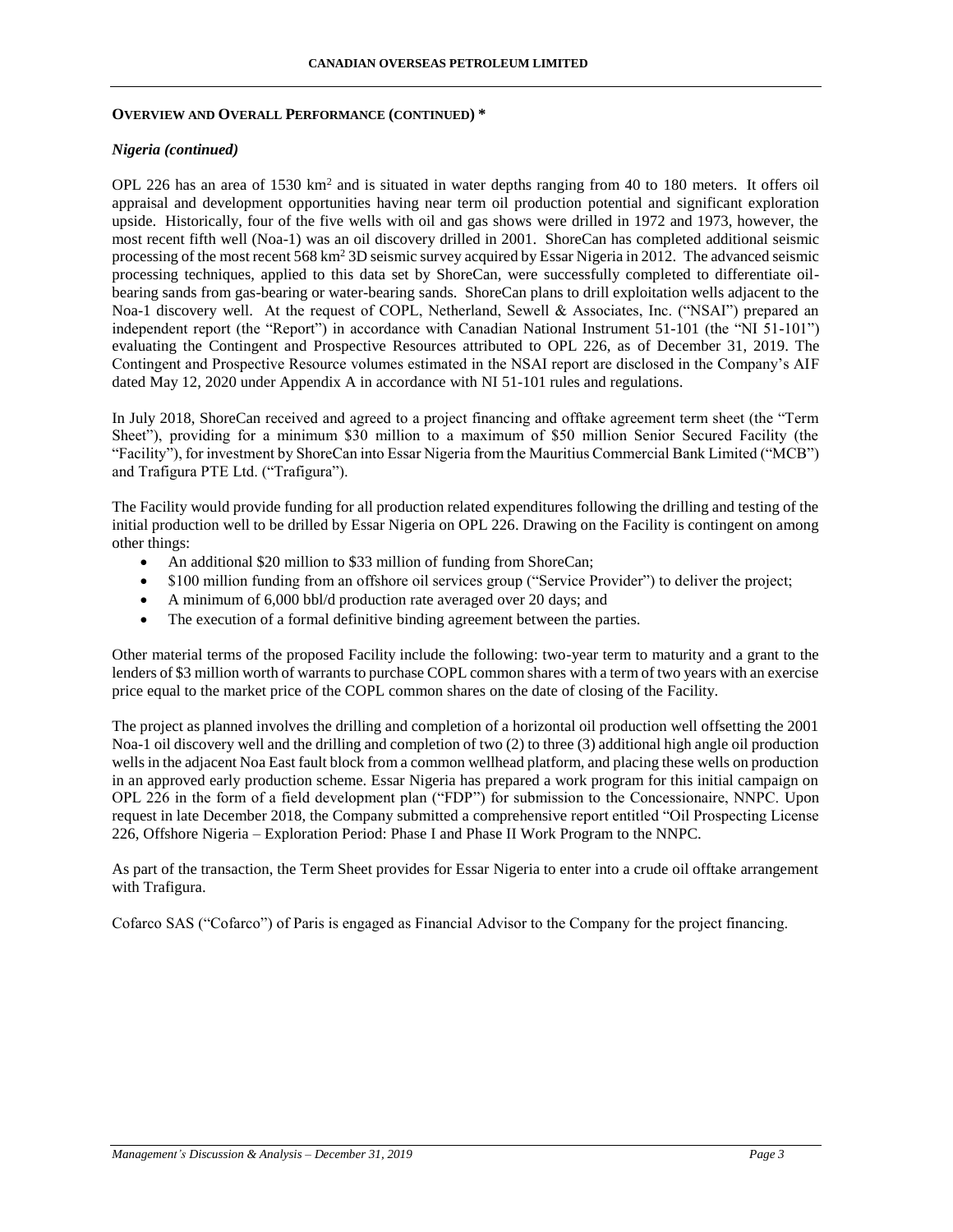**OVERVIEW AND OVERALL PERFORMANCE (CONTINUED) ***

***Nigeria (continued)***

OPL 226 has an area of 1530 km$^2$ and is situated in water depths ranging from 40 to 180 meters. It offers oil appraisal and development opportunities having near term oil production potential and significant exploration upside. Historically, four of the five wells with oil and gas shows were drilled in 1972 and 1973, however, the most recent fifth well (Noa-1) was an oil discovery drilled in 2001. ShoreCan has completed additional seismic processing of the most recent 568 km$^2$ 3D seismic survey acquired by Essar Nigeria in 2012. The advanced seismic processing techniques, applied to this data set by ShoreCan, were successfully completed to differentiate oil-bearing sands from gas-bearing or water-bearing sands. ShoreCan plans to drill exploitation wells adjacent to the Noa-1 discovery well. At the request of COPL, Netherland, Sewell & Associates, Inc. ("NSAI") prepared an independent report (the "Report") in accordance with Canadian National Instrument 51-101 (the "NI 51-101") evaluating the Contingent and Prospective Resources attributed to OPL 226, as of December 31, 2019. The Contingent and Prospective Resource volumes estimated in the NSAI report are disclosed in the Company's AIF dated May 12, 2020 under Appendix A in accordance with NI 51-101 rules and regulations.

In July 2018, ShoreCan received and agreed to a project financing and offtake agreement term sheet (the "Term Sheet"), providing for a minimum $30 million to a maximum of $50 million Senior Secured Facility (the "Facility"), for investment by ShoreCan into Essar Nigeria from the Mauritius Commercial Bank Limited ("MCB") and Trafigura PTE Ltd. ("Trafigura").

The Facility would provide funding for all production related expenditures following the drilling and testing of the initial production well to be drilled by Essar Nigeria on OPL 226. Drawing on the Facility is contingent on among other things:

- An additional $20 million to $33 million of funding from ShoreCan;
- $100 million funding from an offshore oil services group ("Service Provider") to deliver the project;
- A minimum of 6,000 bbl/d production rate averaged over 20 days; and
- The execution of a formal definitive binding agreement between the parties.

Other material terms of the proposed Facility include the following: two-year term to maturity and a grant to the lenders of $3 million worth of warrants to purchase COPL common shares with a term of two years with an exercise price equal to the market price of the COPL common shares on the date of closing of the Facility.

The project as planned involves the drilling and completion of a horizontal oil production well offsetting the 2001 Noa-1 oil discovery well and the drilling and completion of two (2) to three (3) additional high angle oil production wells in the adjacent Noa East fault block from a common wellhead platform, and placing these wells on production in an approved early production scheme. Essar Nigeria has prepared a work program for this initial campaign on OPL 226 in the form of a field development plan ("FDP") for submission to the Concessionaire, NNPC. Upon request in late December 2018, the Company submitted a comprehensive report entitled "Oil Prospecting License 226, Offshore Nigeria – Exploration Period: Phase I and Phase II Work Program to the NNPC.

As part of the transaction, the Term Sheet provides for Essar Nigeria to enter into a crude oil offtake arrangement with Trafigura.

Cofarco SAS ("Cofarco") of Paris is engaged as Financial Advisor to the Company for the project financing.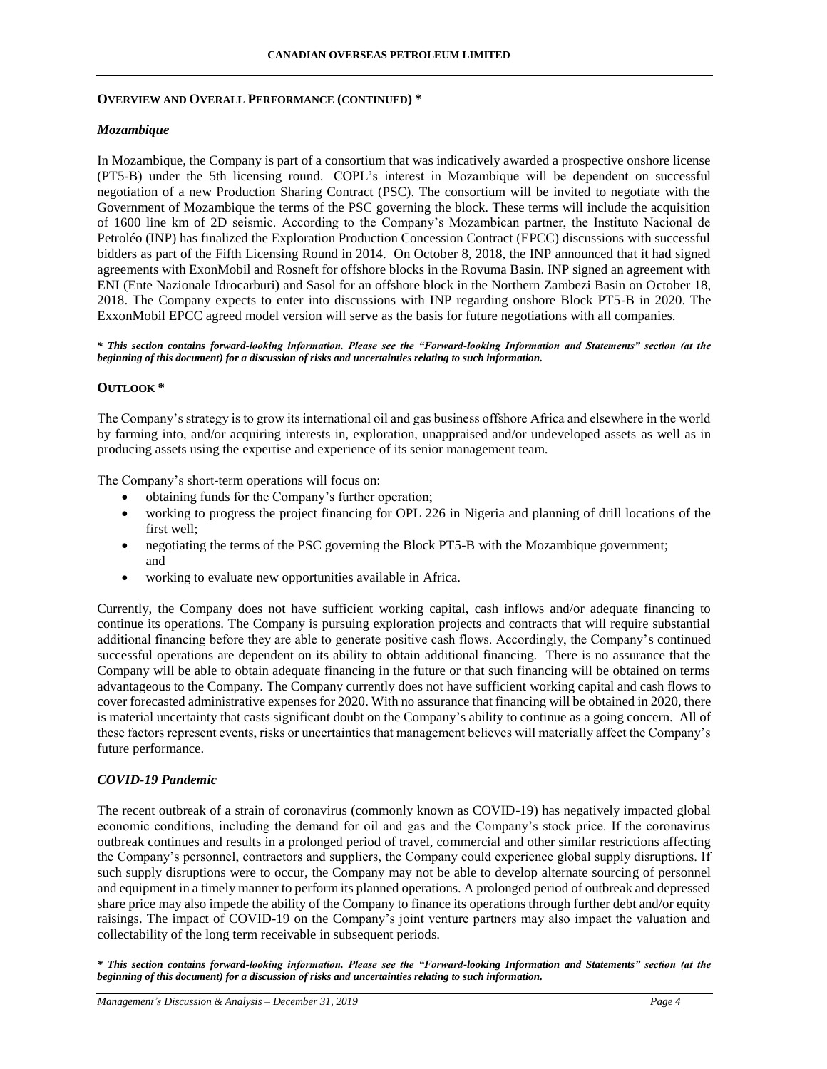## OVERVIEW AND OVERALL PERFORMANCE (CONTINUED) *

### *Mozambique*

In Mozambique, the Company is part of a consortium that was indicatively awarded a prospective onshore license (PT5-B) under the 5th licensing round. COPL's interest in Mozambique will be dependent on successful negotiation of a new Production Sharing Contract (PSC). The consortium will be invited to negotiate with the Government of Mozambique the terms of the PSC governing the block. These terms will include the acquisition of 1600 line km of 2D seismic. According to the Company's Mozambican partner, the Instituto Nacional de Petroléo (INP) has finalized the Exploration Production Concession Contract (EPCC) discussions with successful bidders as part of the Fifth Licensing Round in 2014. On October 8, 2018, the INP announced that it had signed agreements with ExonMobil and Rosneft for offshore blocks in the Rovuma Basin. INP signed an agreement with ENI (Ente Nazionale Idrocarburi) and Sasol for an offshore block in the Northern Zambezi Basin on October 18, 2018. The Company expects to enter into discussions with INP regarding onshore Block PT5-B in 2020. The ExxonMobil EPCC agreed model version will serve as the basis for future negotiations with all companies.

***\* This section contains forward-looking information. Please see the "Forward-looking Information and Statements" section (at the beginning of this document) for a discussion of risks and uncertainties relating to such information.***

## OUTLOOK *

The Company's strategy is to grow its international oil and gas business offshore Africa and elsewhere in the world by farming into, and/or acquiring interests in, exploration, unappraised and/or undeveloped assets as well as in producing assets using the expertise and experience of its senior management team.

The Company's short-term operations will focus on:

- obtaining funds for the Company's further operation;
- working to progress the project financing for OPL 226 in Nigeria and planning of drill locations of the first well;
- negotiating the terms of the PSC governing the Block PT5-B with the Mozambique government; and
- working to evaluate new opportunities available in Africa.

Currently, the Company does not have sufficient working capital, cash inflows and/or adequate financing to continue its operations. The Company is pursuing exploration projects and contracts that will require substantial additional financing before they are able to generate positive cash flows. Accordingly, the Company's continued successful operations are dependent on its ability to obtain additional financing. There is no assurance that the Company will be able to obtain adequate financing in the future or that such financing will be obtained on terms advantageous to the Company. The Company currently does not have sufficient working capital and cash flows to cover forecasted administrative expenses for 2020. With no assurance that financing will be obtained in 2020, there is material uncertainty that casts significant doubt on the Company's ability to continue as a going concern. All of these factors represent events, risks or uncertainties that management believes will materially affect the Company's future performance.

### *COVID-19 Pandemic*

The recent outbreak of a strain of coronavirus (commonly known as COVID-19) has negatively impacted global economic conditions, including the demand for oil and gas and the Company's stock price. If the coronavirus outbreak continues and results in a prolonged period of travel, commercial and other similar restrictions affecting the Company's personnel, contractors and suppliers, the Company could experience global supply disruptions. If such supply disruptions were to occur, the Company may not be able to develop alternate sourcing of personnel and equipment in a timely manner to perform its planned operations. A prolonged period of outbreak and depressed share price may also impede the ability of the Company to finance its operations through further debt and/or equity raisings. The impact of COVID-19 on the Company's joint venture partners may also impact the valuation and collectability of the long term receivable in subsequent periods.

***\* This section contains forward-looking information. Please see the "Forward-looking Information and Statements" section (at the beginning of this document) for a discussion of risks and uncertainties relating to such information.***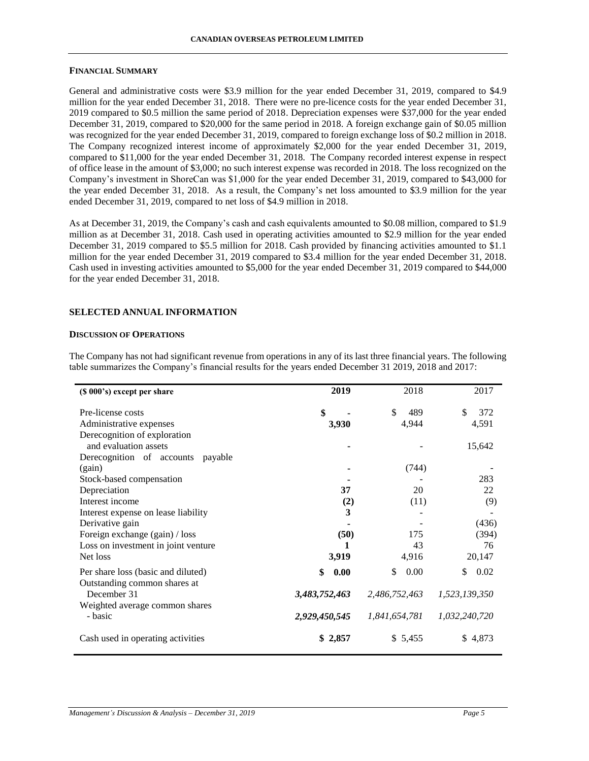### FINANCIAL SUMMARY

General and administrative costs were $3.9 million for the year ended December 31, 2019, compared to $4.9 million for the year ended December 31, 2018. There were no pre-licence costs for the year ended December 31, 2019 compared to $0.5 million the same period of 2018. Depreciation expenses were $37,000 for the year ended December 31, 2019, compared to $20,000 for the same period in 2018. A foreign exchange gain of $0.05 million was recognized for the year ended December 31, 2019, compared to foreign exchange loss of $0.2 million in 2018. The Company recognized interest income of approximately $2,000 for the year ended December 31, 2019, compared to $11,000 for the year ended December 31, 2018. The Company recorded interest expense in respect of office lease in the amount of $3,000; no such interest expense was recorded in 2018. The loss recognized on the Company's investment in ShoreCan was $1,000 for the year ended December 31, 2019, compared to $43,000 for the year ended December 31, 2018. As a result, the Company's net loss amounted to $3.9 million for the year ended December 31, 2019, compared to net loss of $4.9 million in 2018.

As at December 31, 2019, the Company's cash and cash equivalents amounted to $0.08 million, compared to $1.9 million as at December 31, 2018. Cash used in operating activities amounted to $2.9 million for the year ended December 31, 2019 compared to $5.5 million for 2018. Cash provided by financing activities amounted to $1.1 million for the year ended December 31, 2019 compared to $3.4 million for the year ended December 31, 2018. Cash used in investing activities amounted to $5,000 for the year ended December 31, 2019 compared to $44,000 for the year ended December 31, 2018.

## SELECTED ANNUAL INFORMATION

### DISCUSSION OF OPERATIONS

The Company has not had significant revenue from operations in any of its last three financial years. The following table summarizes the Company's financial results for the years ended December 31 2019, 2018 and 2017:

| ($ 000's) except per share | 2019 | 2018 | 2017 |
|---|---|---|---|
| Pre-license costs | **$ -** | $ 489 | $ 372 |
| Administrative expenses | **3,930** | 4,944 | 4,591 |
| Derecognition of exploration and evaluation assets | **-** | - | 15,642 |
| Derecognition of accounts payable (gain) | **-** | (744) | - |
| Stock-based compensation | **-** | - | 283 |
| Depreciation | **37** | 20 | 22 |
| Interest income | **(2)** | (11) | (9) |
| Interest expense on lease liability | **3** | - | - |
| Derivative gain | **-** | - | (436) |
| Foreign exchange (gain) / loss | **(50)** | 175 | (394) |
| Loss on investment in joint venture | **1** | 43 | 76 |
| Net loss | **3,919** | 4,916 | 20,147 |
| Per share loss (basic and diluted) | **$ 0.00** | $ 0.00 | $ 0.02 |
| Outstanding common shares at December 31 | ***3,483,752,463*** | *2,486,752,463* | *1,523,139,350* |
| Weighted average common shares - basic | ***2,929,450,545*** | *1,841,654,781* | *1,032,240,720* |
| Cash used in operating activities | **$ 2,857** | $ 5,455 | $ 4,873 |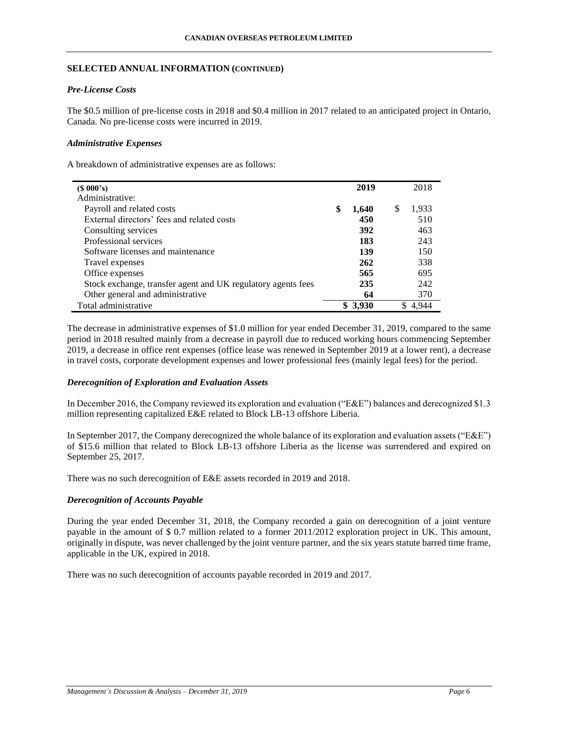## SELECTED ANNUAL INFORMATION (CONTINUED)

### *Pre-License Costs*

The $0.5 million of pre-license costs in 2018 and $0.4 million in 2017 related to an anticipated project in Ontario, Canada. No pre-license costs were incurred in 2019.

### *Administrative Expenses*

A breakdown of administrative expenses are as follows:

| ($ 000's) | 2019 | 2018 |
|---|---|---|
| Administrative: | | |
| Payroll and related costs | **$ 1,640** | $ 1,933 |
| External directors' fees and related costs | **450** | 510 |
| Consulting services | **392** | 463 |
| Professional services | **183** | 243 |
| Software licenses and maintenance | **139** | 150 |
| Travel expenses | **262** | 338 |
| Office expenses | **565** | 695 |
| Stock exchange, transfer agent and UK regulatory agents fees | **235** | 242 |
| Other general and administrative | **64** | 370 |
| Total administrative | **$ 3,930** | $ 4,944 |

The decrease in administrative expenses of $1.0 million for year ended December 31, 2019, compared to the same period in 2018 resulted mainly from a decrease in payroll due to reduced working hours commencing September 2019, a decrease in office rent expenses (office lease was renewed in September 2019 at a lower rent), a decrease in travel costs, corporate development expenses and lower professional fees (mainly legal fees) for the period.

### *Derecognition of Exploration and Evaluation Assets*

In December 2016, the Company reviewed its exploration and evaluation ("E&E") balances and derecognized $1.3 million representing capitalized E&E related to Block LB-13 offshore Liberia.

In September 2017, the Company derecognized the whole balance of its exploration and evaluation assets ("E&E") of $15.6 million that related to Block LB-13 offshore Liberia as the license was surrendered and expired on September 25, 2017.

There was no such derecognition of E&E assets recorded in 2019 and 2018.

### *Derecognition of Accounts Payable*

During the year ended December 31, 2018, the Company recorded a gain on derecognition of a joint venture payable in the amount of $ 0.7 million related to a former 2011/2012 exploration project in UK. This amount, originally in dispute, was never challenged by the joint venture partner, and the six years statute barred time frame, applicable in the UK, expired in 2018.

There was no such derecognition of accounts payable recorded in 2019 and 2017.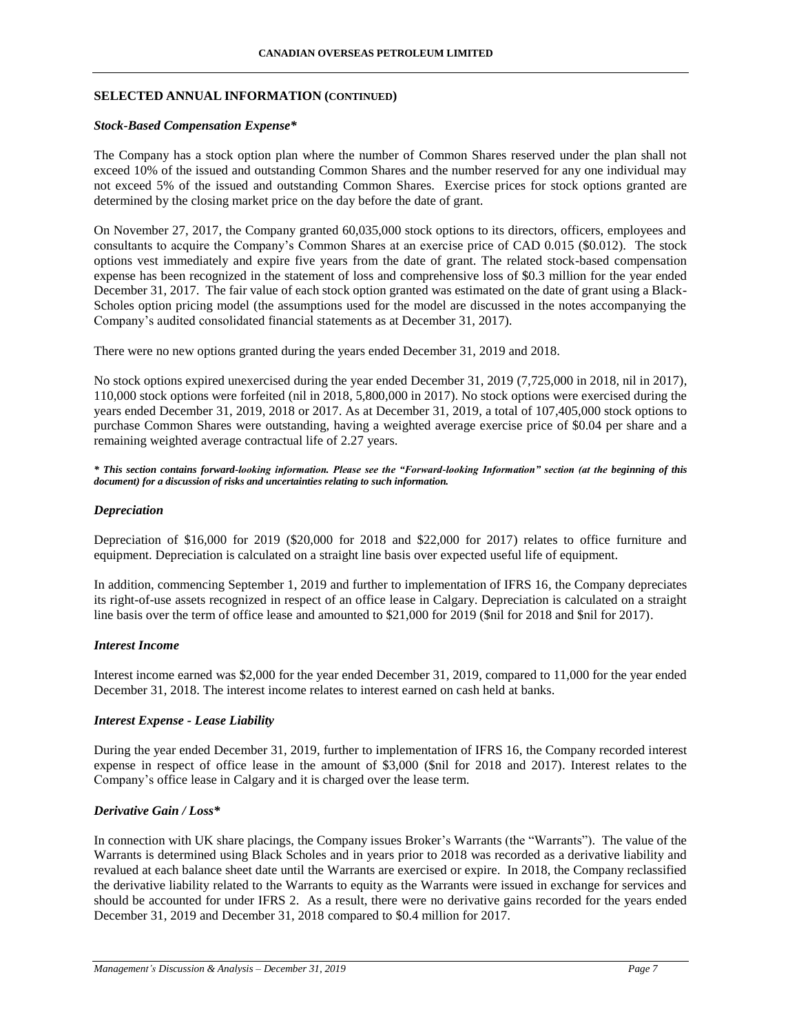## SELECTED ANNUAL INFORMATION (CONTINUED)

### *Stock-Based Compensation Expense**

The Company has a stock option plan where the number of Common Shares reserved under the plan shall not exceed 10% of the issued and outstanding Common Shares and the number reserved for any one individual may not exceed 5% of the issued and outstanding Common Shares. Exercise prices for stock options granted are determined by the closing market price on the day before the date of grant.

On November 27, 2017, the Company granted 60,035,000 stock options to its directors, officers, employees and consultants to acquire the Company's Common Shares at an exercise price of CAD 0.015 ($0.012). The stock options vest immediately and expire five years from the date of grant. The related stock-based compensation expense has been recognized in the statement of loss and comprehensive loss of $0.3 million for the year ended December 31, 2017. The fair value of each stock option granted was estimated on the date of grant using a Black-Scholes option pricing model (the assumptions used for the model are discussed in the notes accompanying the Company's audited consolidated financial statements as at December 31, 2017).

There were no new options granted during the years ended December 31, 2019 and 2018.

No stock options expired unexercised during the year ended December 31, 2019 (7,725,000 in 2018, nil in 2017), 110,000 stock options were forfeited (nil in 2018, 5,800,000 in 2017). No stock options were exercised during the years ended December 31, 2019, 2018 or 2017. As at December 31, 2019, a total of 107,405,000 stock options to purchase Common Shares were outstanding, having a weighted average exercise price of $0.04 per share and a remaining weighted average contractual life of 2.27 years.

***\* This section contains forward-looking information. Please see the "Forward-looking Information" section (at the beginning of this document) for a discussion of risks and uncertainties relating to such information.***

### *Depreciation*

Depreciation of $16,000 for 2019 ($20,000 for 2018 and $22,000 for 2017) relates to office furniture and equipment. Depreciation is calculated on a straight line basis over expected useful life of equipment.

In addition, commencing September 1, 2019 and further to implementation of IFRS 16, the Company depreciates its right-of-use assets recognized in respect of an office lease in Calgary. Depreciation is calculated on a straight line basis over the term of office lease and amounted to $21,000 for 2019 ($nil for 2018 and $nil for 2017).

### *Interest Income*

Interest income earned was $2,000 for the year ended December 31, 2019, compared to 11,000 for the year ended December 31, 2018. The interest income relates to interest earned on cash held at banks.

### *Interest Expense - Lease Liability*

During the year ended December 31, 2019, further to implementation of IFRS 16, the Company recorded interest expense in respect of office lease in the amount of $3,000 ($nil for 2018 and 2017). Interest relates to the Company's office lease in Calgary and it is charged over the lease term.

### *Derivative Gain / Loss**

In connection with UK share placings, the Company issues Broker's Warrants (the "Warrants"). The value of the Warrants is determined using Black Scholes and in years prior to 2018 was recorded as a derivative liability and revalued at each balance sheet date until the Warrants are exercised or expire. In 2018, the Company reclassified the derivative liability related to the Warrants to equity as the Warrants were issued in exchange for services and should be accounted for under IFRS 2. As a result, there were no derivative gains recorded for the years ended December 31, 2019 and December 31, 2018 compared to $0.4 million for 2017.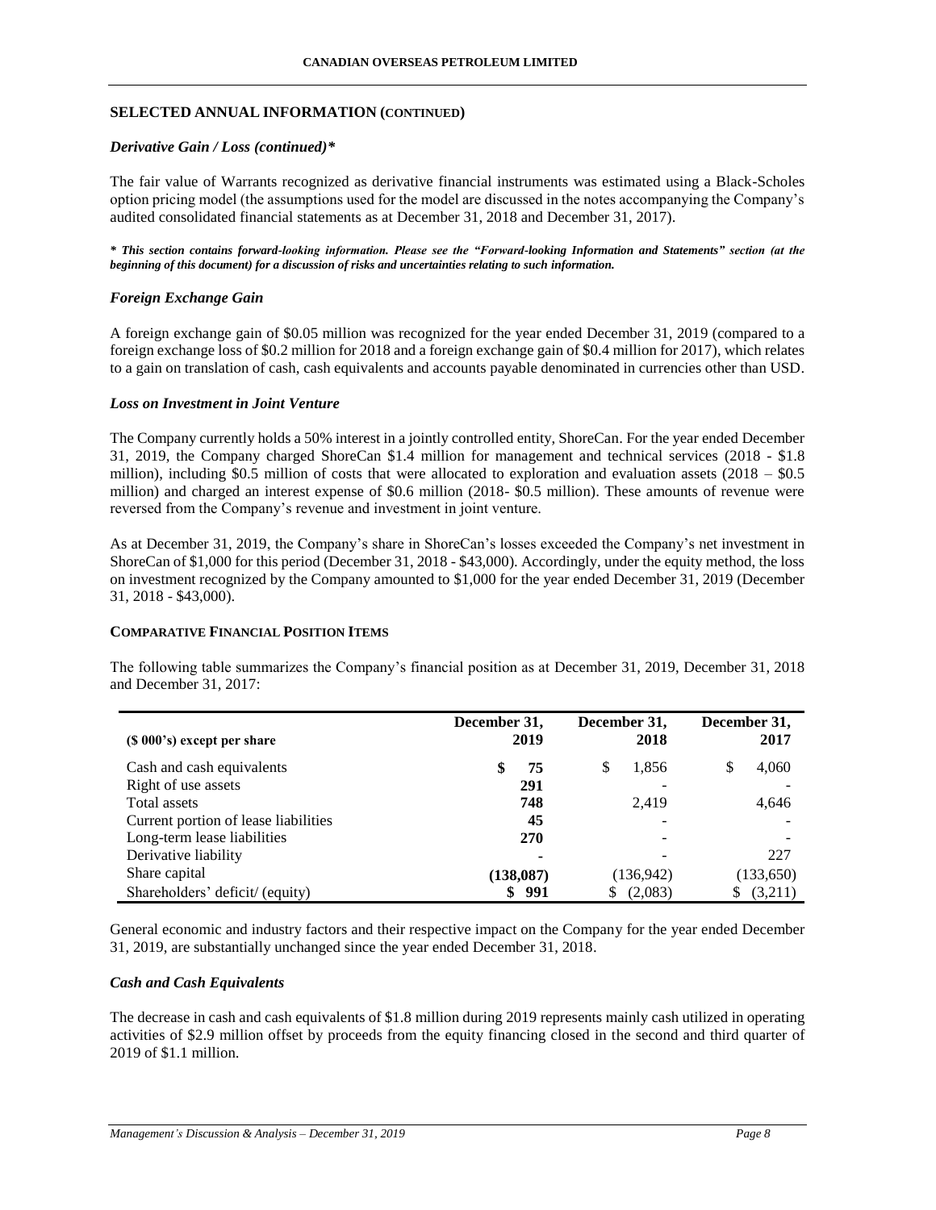## SELECTED ANNUAL INFORMATION (CONTINUED)

### *Derivative Gain / Loss (continued)**

The fair value of Warrants recognized as derivative financial instruments was estimated using a Black-Scholes option pricing model (the assumptions used for the model are discussed in the notes accompanying the Company's audited consolidated financial statements as at December 31, 2018 and December 31, 2017).

***\* This section contains forward-looking information. Please see the "Forward-looking Information and Statements" section (at the beginning of this document) for a discussion of risks and uncertainties relating to such information.***

### *Foreign Exchange Gain*

A foreign exchange gain of $0.05 million was recognized for the year ended December 31, 2019 (compared to a foreign exchange loss of $0.2 million for 2018 and a foreign exchange gain of $0.4 million for 2017), which relates to a gain on translation of cash, cash equivalents and accounts payable denominated in currencies other than USD.

### *Loss on Investment in Joint Venture*

The Company currently holds a 50% interest in a jointly controlled entity, ShoreCan. For the year ended December 31, 2019, the Company charged ShoreCan $1.4 million for management and technical services (2018 - $1.8 million), including $0.5 million of costs that were allocated to exploration and evaluation assets (2018 – $0.5 million) and charged an interest expense of $0.6 million (2018- $0.5 million). These amounts of revenue were reversed from the Company's revenue and investment in joint venture.

As at December 31, 2019, the Company's share in ShoreCan's losses exceeded the Company's net investment in ShoreCan of $1,000 for this period (December 31, 2018 - $43,000). Accordingly, under the equity method, the loss on investment recognized by the Company amounted to $1,000 for the year ended December 31, 2019 (December 31, 2018 - $43,000).

## COMPARATIVE FINANCIAL POSITION ITEMS

The following table summarizes the Company's financial position as at December 31, 2019, December 31, 2018 and December 31, 2017:

| ($ 000's) except per share | December 31, 2019 | December 31, 2018 | December 31, 2017 |
|---|---|---|---|
| Cash and cash equivalents | **$ 75** | $ 1,856 | $ 4,060 |
| Right of use assets | **291** | - | - |
| Total assets | **748** | 2,419 | 4,646 |
| Current portion of lease liabilities | **45** | - | - |
| Long-term lease liabilities | **270** | - | - |
| Derivative liability | **-** | - | 227 |
| Share capital | **(138,087)** | (136,942) | (133,650) |
| Shareholders' deficit/ (equity) | **$ 991** | $ (2,083) | $ (3,211) |

General economic and industry factors and their respective impact on the Company for the year ended December 31, 2019, are substantially unchanged since the year ended December 31, 2018.

### *Cash and Cash Equivalents*

The decrease in cash and cash equivalents of $1.8 million during 2019 represents mainly cash utilized in operating activities of $2.9 million offset by proceeds from the equity financing closed in the second and third quarter of 2019 of $1.1 million.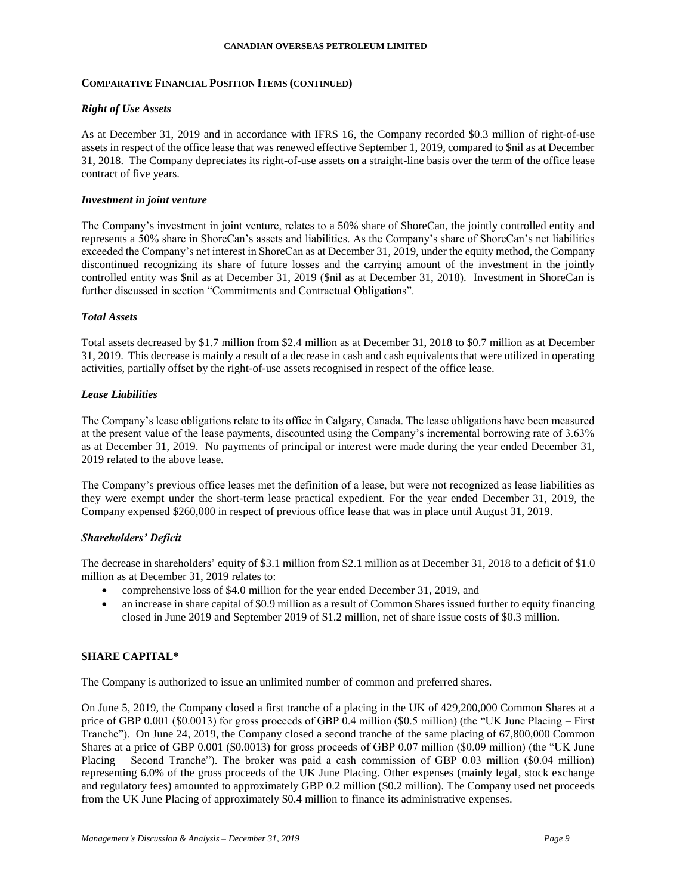**COMPARATIVE FINANCIAL POSITION ITEMS (CONTINUED)**

***Right of Use Assets***

As at December 31, 2019 and in accordance with IFRS 16, the Company recorded $0.3 million of right-of-use assets in respect of the office lease that was renewed effective September 1, 2019, compared to $nil as at December 31, 2018. The Company depreciates its right-of-use assets on a straight-line basis over the term of the office lease contract of five years.

***Investment in joint venture***

The Company's investment in joint venture, relates to a 50% share of ShoreCan, the jointly controlled entity and represents a 50% share in ShoreCan's assets and liabilities. As the Company's share of ShoreCan's net liabilities exceeded the Company's net interest in ShoreCan as at December 31, 2019, under the equity method, the Company discontinued recognizing its share of future losses and the carrying amount of the investment in the jointly controlled entity was $nil as at December 31, 2019 ($nil as at December 31, 2018). Investment in ShoreCan is further discussed in section "Commitments and Contractual Obligations".

***Total Assets***

Total assets decreased by $1.7 million from $2.4 million as at December 31, 2018 to $0.7 million as at December 31, 2019. This decrease is mainly a result of a decrease in cash and cash equivalents that were utilized in operating activities, partially offset by the right-of-use assets recognised in respect of the office lease.

***Lease Liabilities***

The Company's lease obligations relate to its office in Calgary, Canada. The lease obligations have been measured at the present value of the lease payments, discounted using the Company's incremental borrowing rate of 3.63% as at December 31, 2019. No payments of principal or interest were made during the year ended December 31, 2019 related to the above lease.

The Company's previous office leases met the definition of a lease, but were not recognized as lease liabilities as they were exempt under the short-term lease practical expedient. For the year ended December 31, 2019, the Company expensed $260,000 in respect of previous office lease that was in place until August 31, 2019.

***Shareholders' Deficit***

The decrease in shareholders' equity of $3.1 million from $2.1 million as at December 31, 2018 to a deficit of $1.0 million as at December 31, 2019 relates to:

- comprehensive loss of $4.0 million for the year ended December 31, 2019, and
- an increase in share capital of $0.9 million as a result of Common Shares issued further to equity financing closed in June 2019 and September 2019 of $1.2 million, net of share issue costs of $0.3 million.

## SHARE CAPITAL*

The Company is authorized to issue an unlimited number of common and preferred shares.

On June 5, 2019, the Company closed a first tranche of a placing in the UK of 429,200,000 Common Shares at a price of GBP 0.001 ($0.0013) for gross proceeds of GBP 0.4 million ($0.5 million) (the "UK June Placing – First Tranche"). On June 24, 2019, the Company closed a second tranche of the same placing of 67,800,000 Common Shares at a price of GBP 0.001 ($0.0013) for gross proceeds of GBP 0.07 million ($0.09 million) (the "UK June Placing – Second Tranche"). The broker was paid a cash commission of GBP 0.03 million ($0.04 million) representing 6.0% of the gross proceeds of the UK June Placing. Other expenses (mainly legal, stock exchange and regulatory fees) amounted to approximately GBP 0.2 million ($0.2 million). The Company used net proceeds from the UK June Placing of approximately $0.4 million to finance its administrative expenses.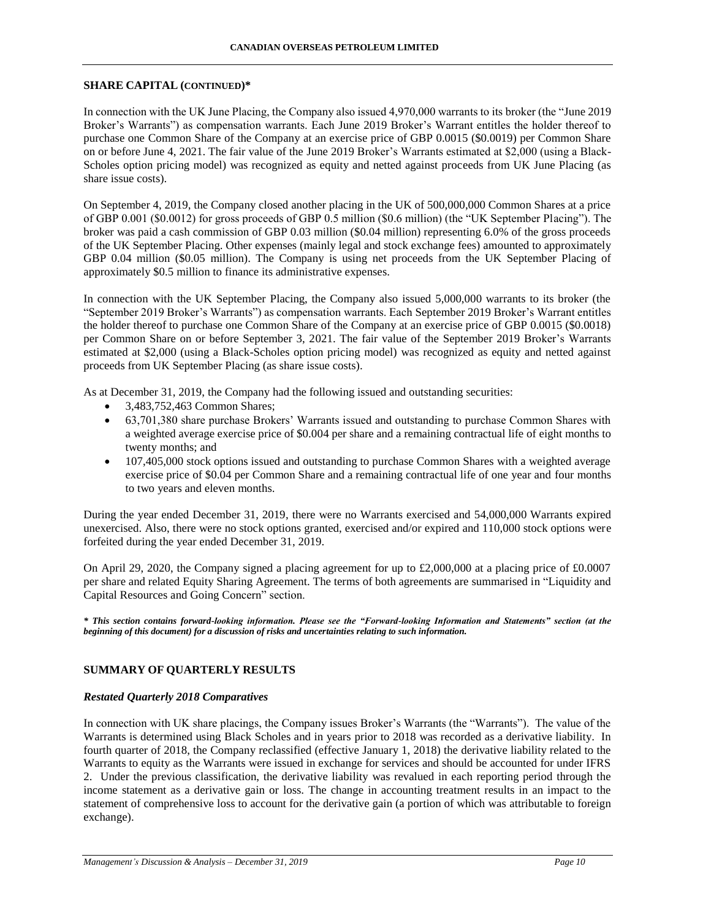## SHARE CAPITAL (CONTINUED)*

In connection with the UK June Placing, the Company also issued 4,970,000 warrants to its broker (the "June 2019 Broker's Warrants") as compensation warrants. Each June 2019 Broker's Warrant entitles the holder thereof to purchase one Common Share of the Company at an exercise price of GBP 0.0015 ($0.0019) per Common Share on or before June 4, 2021. The fair value of the June 2019 Broker's Warrants estimated at $2,000 (using a Black-Scholes option pricing model) was recognized as equity and netted against proceeds from UK June Placing (as share issue costs).

On September 4, 2019, the Company closed another placing in the UK of 500,000,000 Common Shares at a price of GBP 0.001 ($0.0012) for gross proceeds of GBP 0.5 million ($0.6 million) (the "UK September Placing"). The broker was paid a cash commission of GBP 0.03 million ($0.04 million) representing 6.0% of the gross proceeds of the UK September Placing. Other expenses (mainly legal and stock exchange fees) amounted to approximately GBP 0.04 million ($0.05 million). The Company is using net proceeds from the UK September Placing of approximately $0.5 million to finance its administrative expenses.

In connection with the UK September Placing, the Company also issued 5,000,000 warrants to its broker (the "September 2019 Broker's Warrants") as compensation warrants. Each September 2019 Broker's Warrant entitles the holder thereof to purchase one Common Share of the Company at an exercise price of GBP 0.0015 ($0.0018) per Common Share on or before September 3, 2021. The fair value of the September 2019 Broker's Warrants estimated at $2,000 (using a Black-Scholes option pricing model) was recognized as equity and netted against proceeds from UK September Placing (as share issue costs).

As at December 31, 2019, the Company had the following issued and outstanding securities:

- 3,483,752,463 Common Shares;
- 63,701,380 share purchase Brokers' Warrants issued and outstanding to purchase Common Shares with a weighted average exercise price of $0.004 per share and a remaining contractual life of eight months to twenty months; and
- 107,405,000 stock options issued and outstanding to purchase Common Shares with a weighted average exercise price of $0.04 per Common Share and a remaining contractual life of one year and four months to two years and eleven months.

During the year ended December 31, 2019, there were no Warrants exercised and 54,000,000 Warrants expired unexercised. Also, there were no stock options granted, exercised and/or expired and 110,000 stock options were forfeited during the year ended December 31, 2019.

On April 29, 2020, the Company signed a placing agreement for up to £2,000,000 at a placing price of £0.0007 per share and related Equity Sharing Agreement. The terms of both agreements are summarised in "Liquidity and Capital Resources and Going Concern" section.

***\* This section contains forward-looking information. Please see the "Forward-looking Information and Statements" section (at the beginning of this document) for a discussion of risks and uncertainties relating to such information.***

## SUMMARY OF QUARTERLY RESULTS

### *Restated Quarterly 2018 Comparatives*

In connection with UK share placings, the Company issues Broker's Warrants (the "Warrants"). The value of the Warrants is determined using Black Scholes and in years prior to 2018 was recorded as a derivative liability. In fourth quarter of 2018, the Company reclassified (effective January 1, 2018) the derivative liability related to the Warrants to equity as the Warrants were issued in exchange for services and should be accounted for under IFRS 2. Under the previous classification, the derivative liability was revalued in each reporting period through the income statement as a derivative gain or loss. The change in accounting treatment results in an impact to the statement of comprehensive loss to account for the derivative gain (a portion of which was attributable to foreign exchange).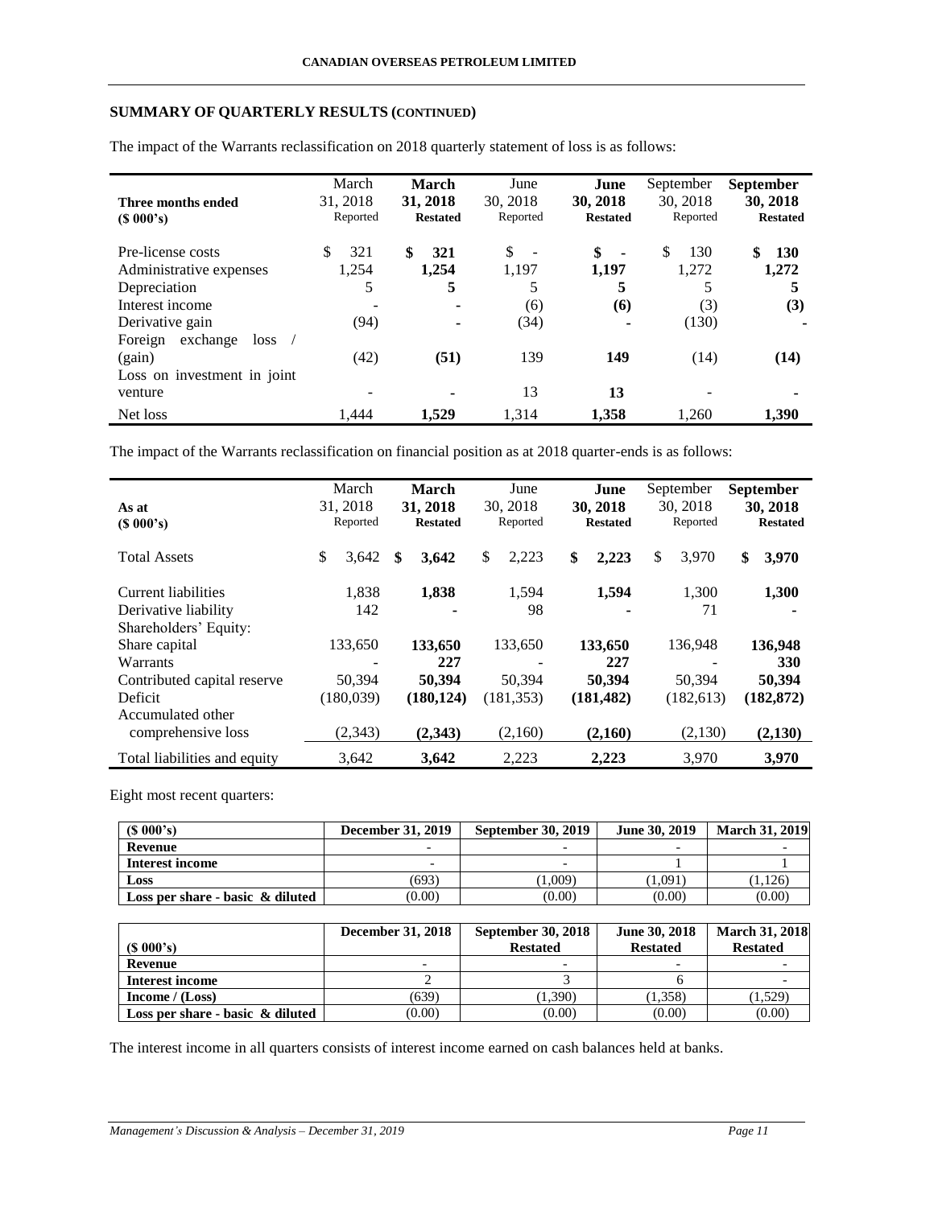## SUMMARY OF QUARTERLY RESULTS (CONTINUED)

The impact of the Warrants reclassification on 2018 quarterly statement of loss is as follows:

| Three months ended ($ 000's) | March 31, 2018 Reported | **March 31, 2018 Restated** | June 30, 2018 Reported | **June 30, 2018 Restated** | September 30, 2018 Reported | **September 30, 2018 Restated** |
|---|---|---|---|---|---|---|
| Pre-license costs | $ 321 | **$ 321** | $ - | **$ -** | $ 130 | **$ 130** |
| Administrative expenses | 1,254 | **1,254** | 1,197 | **1,197** | 1,272 | **1,272** |
| Depreciation | 5 | **5** | 5 | **5** | 5 | **5** |
| Interest income | - | **-** | (6) | **(6)** | (3) | **(3)** |
| Derivative gain | (94) | **-** | (34) | **-** | (130) | **-** |
| Foreign exchange loss / (gain) | (42) | **(51)** | 139 | **149** | (14) | **(14)** |
| Loss on investment in joint venture | - | **-** | 13 | **13** | - | **-** |
| Net loss | 1,444 | **1,529** | 1,314 | **1,358** | 1,260 | **1,390** |

The impact of the Warrants reclassification on financial position as at 2018 quarter-ends is as follows:

| As at ($ 000's) | March 31, 2018 Reported | **March 31, 2018 Restated** | June 30, 2018 Reported | **June 30, 2018 Restated** | September 30, 2018 Reported | **September 30, 2018 Restated** |
|---|---|---|---|---|---|---|
| Total Assets | $ 3,642 | **$ 3,642** | $ 2,223 | **$ 2,223** | $ 3,970 | **$ 3,970** |
| Current liabilities | 1,838 | **1,838** | 1,594 | **1,594** | 1,300 | **1,300** |
| Derivative liability | 142 | **-** | 98 | **-** | 71 | **-** |
| Shareholders' Equity: | | | | | | |
| Share capital | 133,650 | **133,650** | 133,650 | **133,650** | 136,948 | **136,948** |
| Warrants | - | **227** | - | **227** | - | **330** |
| Contributed capital reserve | 50,394 | **50,394** | 50,394 | **50,394** | 50,394 | **50,394** |
| Deficit | (180,039) | **(180,124)** | (181,353) | **(181,482)** | (182,613) | **(182,872)** |
| Accumulated other comprehensive loss | (2,343) | **(2,343)** | (2,160) | **(2,160)** | (2,130) | **(2,130)** |
| Total liabilities and equity | 3,642 | **3,642** | 2,223 | **2,223** | 3,970 | **3,970** |

Eight most recent quarters:

| ($ 000's) | December 31, 2019 | September 30, 2019 | June 30, 2019 | March 31, 2019 |
|---|---|---|---|---|
| **Revenue** | - | - | - | - |
| **Interest income** | - | - | 1 | 1 |
| **Loss** | (693) | (1,009) | (1,091) | (1,126) |
| **Loss per share - basic & diluted** | (0.00) | (0.00) | (0.00) | (0.00) |

| ($ 000's) | December 31, 2018 | September 30, 2018 Restated | June 30, 2018 Restated | March 31, 2018 Restated |
|---|---|---|---|---|
| **Revenue** | - | - | - | - |
| **Interest income** | 2 | 3 | 6 | - |
| **Income / (Loss)** | (639) | (1,390) | (1,358) | (1,529) |
| **Loss per share - basic & diluted** | (0.00) | (0.00) | (0.00) | (0.00) |

The interest income in all quarters consists of interest income earned on cash balances held at banks.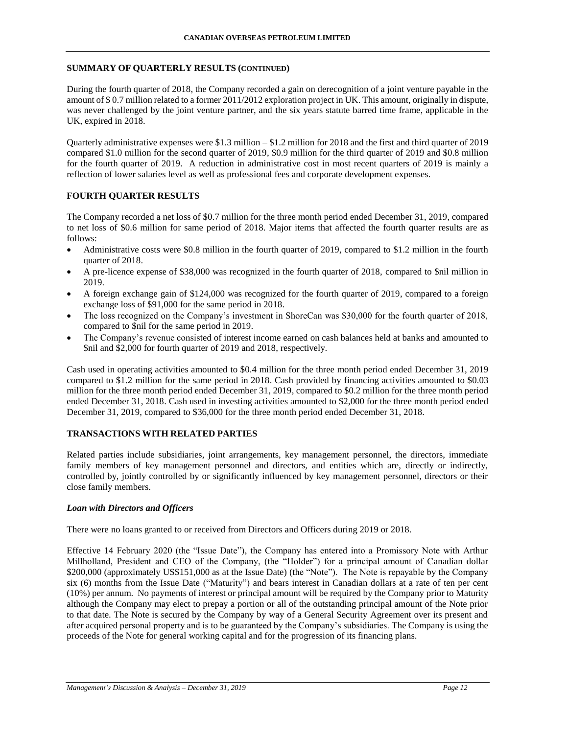## SUMMARY OF QUARTERLY RESULTS (CONTINUED)

During the fourth quarter of 2018, the Company recorded a gain on derecognition of a joint venture payable in the amount of $ 0.7 million related to a former 2011/2012 exploration project in UK. This amount, originally in dispute, was never challenged by the joint venture partner, and the six years statute barred time frame, applicable in the UK, expired in 2018.

Quarterly administrative expenses were $1.3 million – $1.2 million for 2018 and the first and third quarter of 2019 compared $1.0 million for the second quarter of 2019, $0.9 million for the third quarter of 2019 and $0.8 million for the fourth quarter of 2019. A reduction in administrative cost in most recent quarters of 2019 is mainly a reflection of lower salaries level as well as professional fees and corporate development expenses.

## FOURTH QUARTER RESULTS

The Company recorded a net loss of $0.7 million for the three month period ended December 31, 2019, compared to net loss of $0.6 million for same period of 2018. Major items that affected the fourth quarter results are as follows:

- Administrative costs were $0.8 million in the fourth quarter of 2019, compared to $1.2 million in the fourth quarter of 2018.
- A pre-licence expense of $38,000 was recognized in the fourth quarter of 2018, compared to $nil million in 2019.
- A foreign exchange gain of $124,000 was recognized for the fourth quarter of 2019, compared to a foreign exchange loss of $91,000 for the same period in 2018.
- The loss recognized on the Company's investment in ShoreCan was $30,000 for the fourth quarter of 2018, compared to $nil for the same period in 2019.
- The Company's revenue consisted of interest income earned on cash balances held at banks and amounted to $nil and $2,000 for fourth quarter of 2019 and 2018, respectively.

Cash used in operating activities amounted to $0.4 million for the three month period ended December 31, 2019 compared to $1.2 million for the same period in 2018. Cash provided by financing activities amounted to $0.03 million for the three month period ended December 31, 2019, compared to $0.2 million for the three month period ended December 31, 2018. Cash used in investing activities amounted to $2,000 for the three month period ended December 31, 2019, compared to $36,000 for the three month period ended December 31, 2018.

## TRANSACTIONS WITH RELATED PARTIES

Related parties include subsidiaries, joint arrangements, key management personnel, the directors, immediate family members of key management personnel and directors, and entities which are, directly or indirectly, controlled by, jointly controlled by or significantly influenced by key management personnel, directors or their close family members.

### *Loan with Directors and Officers*

There were no loans granted to or received from Directors and Officers during 2019 or 2018.

Effective 14 February 2020 (the "Issue Date"), the Company has entered into a Promissory Note with Arthur Millholland, President and CEO of the Company, (the "Holder") for a principal amount of Canadian dollar $200,000 (approximately US$151,000 as at the Issue Date) (the "Note"). The Note is repayable by the Company six (6) months from the Issue Date ("Maturity") and bears interest in Canadian dollars at a rate of ten per cent (10%) per annum. No payments of interest or principal amount will be required by the Company prior to Maturity although the Company may elect to prepay a portion or all of the outstanding principal amount of the Note prior to that date. The Note is secured by the Company by way of a General Security Agreement over its present and after acquired personal property and is to be guaranteed by the Company's subsidiaries. The Company is using the proceeds of the Note for general working capital and for the progression of its financing plans.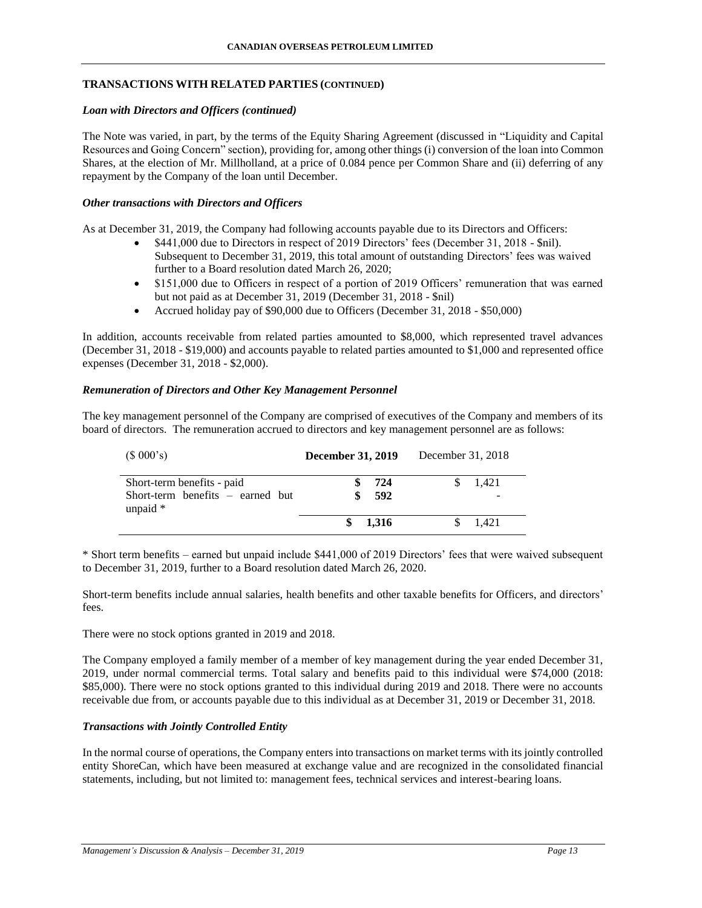## TRANSACTIONS WITH RELATED PARTIES (CONTINUED)

### *Loan with Directors and Officers (continued)*

The Note was varied, in part, by the terms of the Equity Sharing Agreement (discussed in "Liquidity and Capital Resources and Going Concern" section), providing for, among other things (i) conversion of the loan into Common Shares, at the election of Mr. Millholland, at a price of 0.084 pence per Common Share and (ii) deferring of any repayment by the Company of the loan until December.

### *Other transactions with Directors and Officers*

As at December 31, 2019, the Company had following accounts payable due to its Directors and Officers:

- $441,000 due to Directors in respect of 2019 Directors' fees (December 31, 2018 - $nil). Subsequent to December 31, 2019, this total amount of outstanding Directors' fees was waived further to a Board resolution dated March 26, 2020;
- $151,000 due to Officers in respect of a portion of 2019 Officers' remuneration that was earned but not paid as at December 31, 2019 (December 31, 2018 - $nil)
- Accrued holiday pay of $90,000 due to Officers (December 31, 2018 - $50,000)

In addition, accounts receivable from related parties amounted to $8,000, which represented travel advances (December 31, 2018 - $19,000) and accounts payable to related parties amounted to $1,000 and represented office expenses (December 31, 2018 - $2,000).

### *Remuneration of Directors and Other Key Management Personnel*

The key management personnel of the Company are comprised of executives of the Company and members of its board of directors. The remuneration accrued to directors and key management personnel are as follows:

| ($ 000's) | **December 31, 2019** | December 31, 2018 |
|---|---|---|
| Short-term benefits - paid | **$ 724** | $ 1,421 |
| Short-term benefits – earned but unpaid * | **$ 592** | - |
| | **$ 1,316** | $ 1,421 |

\* Short term benefits – earned but unpaid include $441,000 of 2019 Directors' fees that were waived subsequent to December 31, 2019, further to a Board resolution dated March 26, 2020.

Short-term benefits include annual salaries, health benefits and other taxable benefits for Officers, and directors' fees.

There were no stock options granted in 2019 and 2018.

The Company employed a family member of a member of key management during the year ended December 31, 2019, under normal commercial terms. Total salary and benefits paid to this individual were $74,000 (2018: $85,000). There were no stock options granted to this individual during 2019 and 2018. There were no accounts receivable due from, or accounts payable due to this individual as at December 31, 2019 or December 31, 2018.

### *Transactions with Jointly Controlled Entity*

In the normal course of operations, the Company enters into transactions on market terms with its jointly controlled entity ShoreCan, which have been measured at exchange value and are recognized in the consolidated financial statements, including, but not limited to: management fees, technical services and interest-bearing loans.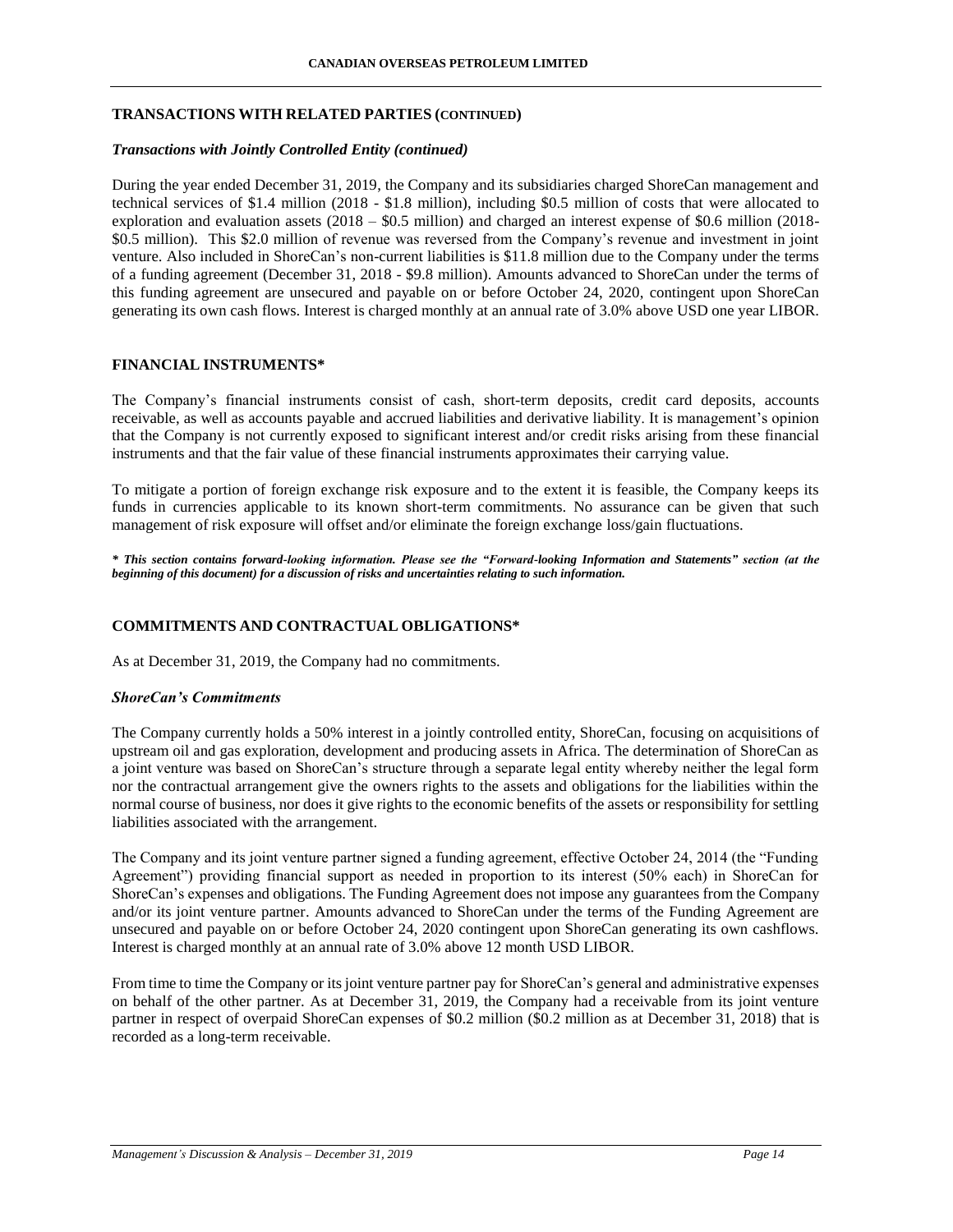## TRANSACTIONS WITH RELATED PARTIES (CONTINUED)

### *Transactions with Jointly Controlled Entity (continued)*

During the year ended December 31, 2019, the Company and its subsidiaries charged ShoreCan management and technical services of $1.4 million (2018 - $1.8 million), including $0.5 million of costs that were allocated to exploration and evaluation assets (2018 – $0.5 million) and charged an interest expense of $0.6 million (2018- $0.5 million). This $2.0 million of revenue was reversed from the Company's revenue and investment in joint venture. Also included in ShoreCan's non-current liabilities is $11.8 million due to the Company under the terms of a funding agreement (December 31, 2018 - $9.8 million). Amounts advanced to ShoreCan under the terms of this funding agreement are unsecured and payable on or before October 24, 2020, contingent upon ShoreCan generating its own cash flows. Interest is charged monthly at an annual rate of 3.0% above USD one year LIBOR.

## FINANCIAL INSTRUMENTS*

The Company's financial instruments consist of cash, short-term deposits, credit card deposits, accounts receivable, as well as accounts payable and accrued liabilities and derivative liability. It is management's opinion that the Company is not currently exposed to significant interest and/or credit risks arising from these financial instruments and that the fair value of these financial instruments approximates their carrying value.

To mitigate a portion of foreign exchange risk exposure and to the extent it is feasible, the Company keeps its funds in currencies applicable to its known short-term commitments. No assurance can be given that such management of risk exposure will offset and/or eliminate the foreign exchange loss/gain fluctuations.

***\* This section contains forward-looking information. Please see the "Forward-looking Information and Statements" section (at the beginning of this document) for a discussion of risks and uncertainties relating to such information.***

## COMMITMENTS AND CONTRACTUAL OBLIGATIONS*

As at December 31, 2019, the Company had no commitments.

### *ShoreCan's Commitments*

The Company currently holds a 50% interest in a jointly controlled entity, ShoreCan, focusing on acquisitions of upstream oil and gas exploration, development and producing assets in Africa. The determination of ShoreCan as a joint venture was based on ShoreCan's structure through a separate legal entity whereby neither the legal form nor the contractual arrangement give the owners rights to the assets and obligations for the liabilities within the normal course of business, nor does it give rights to the economic benefits of the assets or responsibility for settling liabilities associated with the arrangement.

The Company and its joint venture partner signed a funding agreement, effective October 24, 2014 (the "Funding Agreement") providing financial support as needed in proportion to its interest (50% each) in ShoreCan for ShoreCan's expenses and obligations. The Funding Agreement does not impose any guarantees from the Company and/or its joint venture partner. Amounts advanced to ShoreCan under the terms of the Funding Agreement are unsecured and payable on or before October 24, 2020 contingent upon ShoreCan generating its own cashflows. Interest is charged monthly at an annual rate of 3.0% above 12 month USD LIBOR.

From time to time the Company or its joint venture partner pay for ShoreCan's general and administrative expenses on behalf of the other partner. As at December 31, 2019, the Company had a receivable from its joint venture partner in respect of overpaid ShoreCan expenses of $0.2 million ($0.2 million as at December 31, 2018) that is recorded as a long-term receivable.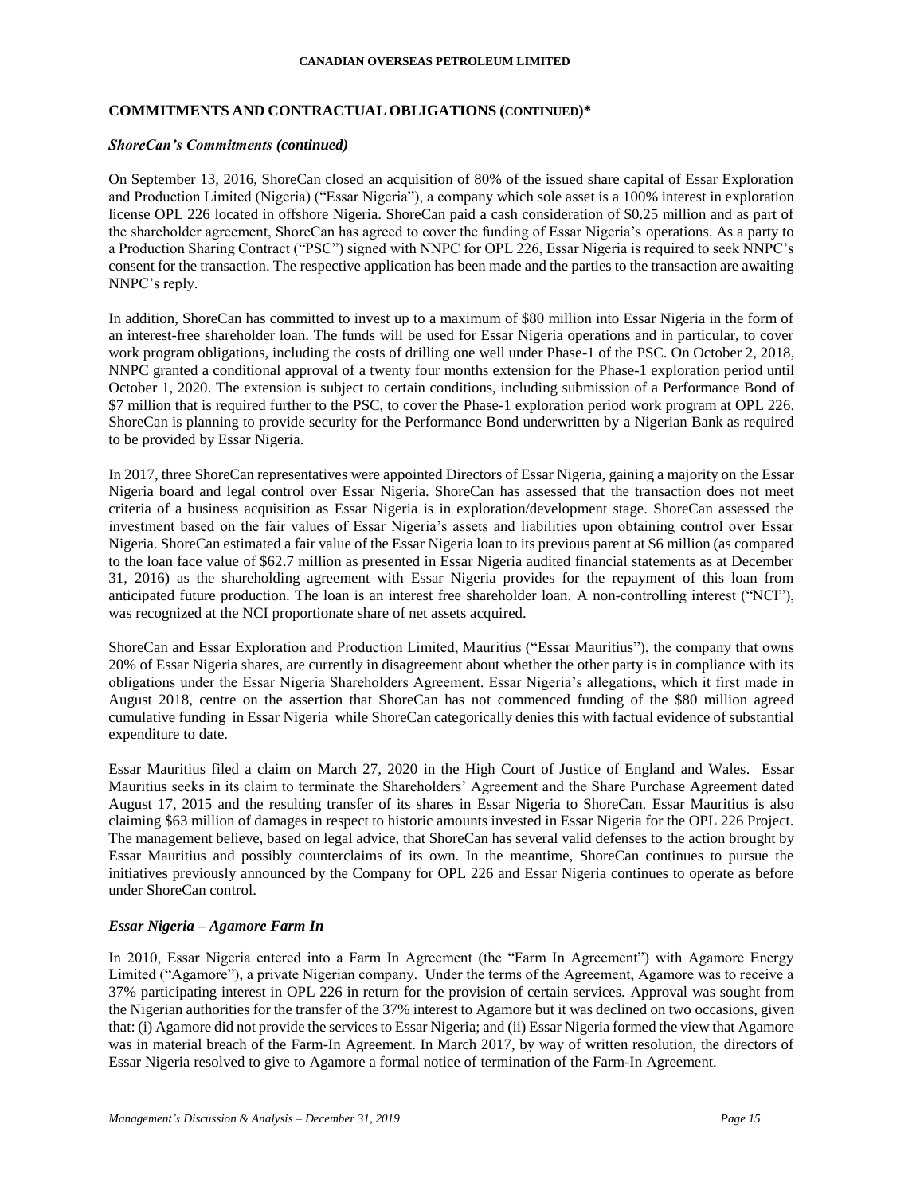## COMMITMENTS AND CONTRACTUAL OBLIGATIONS (CONTINUED)*

### *ShoreCan's Commitments (continued)*

On September 13, 2016, ShoreCan closed an acquisition of 80% of the issued share capital of Essar Exploration and Production Limited (Nigeria) ("Essar Nigeria"), a company which sole asset is a 100% interest in exploration license OPL 226 located in offshore Nigeria. ShoreCan paid a cash consideration of $0.25 million and as part of the shareholder agreement, ShoreCan has agreed to cover the funding of Essar Nigeria's operations. As a party to a Production Sharing Contract ("PSC") signed with NNPC for OPL 226, Essar Nigeria is required to seek NNPC's consent for the transaction. The respective application has been made and the parties to the transaction are awaiting NNPC's reply.

In addition, ShoreCan has committed to invest up to a maximum of $80 million into Essar Nigeria in the form of an interest-free shareholder loan. The funds will be used for Essar Nigeria operations and in particular, to cover work program obligations, including the costs of drilling one well under Phase-1 of the PSC. On October 2, 2018, NNPC granted a conditional approval of a twenty four months extension for the Phase-1 exploration period until October 1, 2020. The extension is subject to certain conditions, including submission of a Performance Bond of $7 million that is required further to the PSC, to cover the Phase-1 exploration period work program at OPL 226. ShoreCan is planning to provide security for the Performance Bond underwritten by a Nigerian Bank as required to be provided by Essar Nigeria.

In 2017, three ShoreCan representatives were appointed Directors of Essar Nigeria, gaining a majority on the Essar Nigeria board and legal control over Essar Nigeria. ShoreCan has assessed that the transaction does not meet criteria of a business acquisition as Essar Nigeria is in exploration/development stage. ShoreCan assessed the investment based on the fair values of Essar Nigeria's assets and liabilities upon obtaining control over Essar Nigeria. ShoreCan estimated a fair value of the Essar Nigeria loan to its previous parent at $6 million (as compared to the loan face value of $62.7 million as presented in Essar Nigeria audited financial statements as at December 31, 2016) as the shareholding agreement with Essar Nigeria provides for the repayment of this loan from anticipated future production. The loan is an interest free shareholder loan. A non-controlling interest ("NCI"), was recognized at the NCI proportionate share of net assets acquired.

ShoreCan and Essar Exploration and Production Limited, Mauritius ("Essar Mauritius"), the company that owns 20% of Essar Nigeria shares, are currently in disagreement about whether the other party is in compliance with its obligations under the Essar Nigeria Shareholders Agreement. Essar Nigeria's allegations, which it first made in August 2018, centre on the assertion that ShoreCan has not commenced funding of the $80 million agreed cumulative funding in Essar Nigeria while ShoreCan categorically denies this with factual evidence of substantial expenditure to date.

Essar Mauritius filed a claim on March 27, 2020 in the High Court of Justice of England and Wales. Essar Mauritius seeks in its claim to terminate the Shareholders' Agreement and the Share Purchase Agreement dated August 17, 2015 and the resulting transfer of its shares in Essar Nigeria to ShoreCan. Essar Mauritius is also claiming $63 million of damages in respect to historic amounts invested in Essar Nigeria for the OPL 226 Project. The management believe, based on legal advice, that ShoreCan has several valid defenses to the action brought by Essar Mauritius and possibly counterclaims of its own. In the meantime, ShoreCan continues to pursue the initiatives previously announced by the Company for OPL 226 and Essar Nigeria continues to operate as before under ShoreCan control.

### *Essar Nigeria – Agamore Farm In*

In 2010, Essar Nigeria entered into a Farm In Agreement (the "Farm In Agreement") with Agamore Energy Limited ("Agamore"), a private Nigerian company. Under the terms of the Agreement, Agamore was to receive a 37% participating interest in OPL 226 in return for the provision of certain services. Approval was sought from the Nigerian authorities for the transfer of the 37% interest to Agamore but it was declined on two occasions, given that: (i) Agamore did not provide the services to Essar Nigeria; and (ii) Essar Nigeria formed the view that Agamore was in material breach of the Farm-In Agreement. In March 2017, by way of written resolution, the directors of Essar Nigeria resolved to give to Agamore a formal notice of termination of the Farm-In Agreement.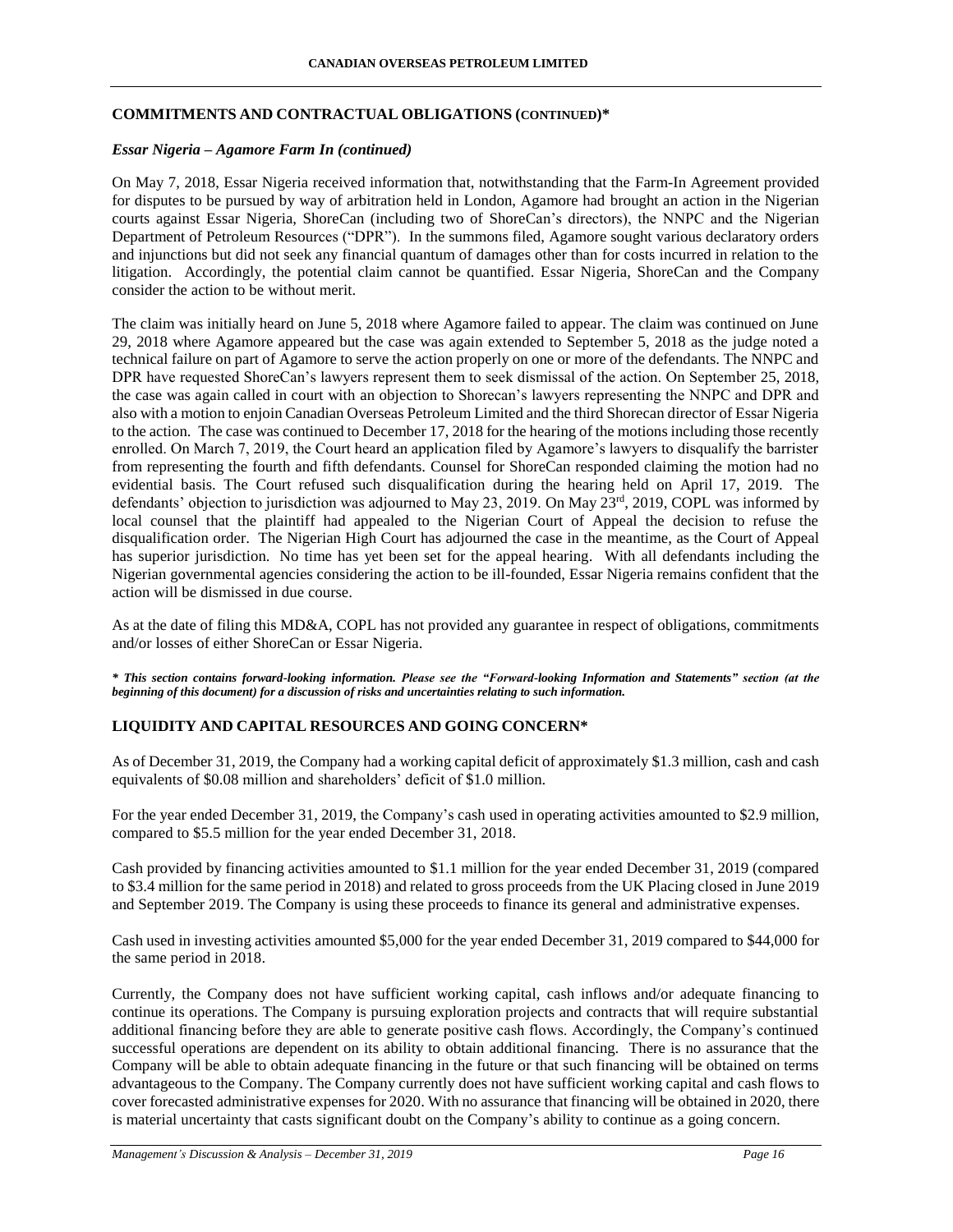## COMMITMENTS AND CONTRACTUAL OBLIGATIONS (CONTINUED)*

### *Essar Nigeria – Agamore Farm In (continued)*

On May 7, 2018, Essar Nigeria received information that, notwithstanding that the Farm-In Agreement provided for disputes to be pursued by way of arbitration held in London, Agamore had brought an action in the Nigerian courts against Essar Nigeria, ShoreCan (including two of ShoreCan's directors), the NNPC and the Nigerian Department of Petroleum Resources ("DPR"). In the summons filed, Agamore sought various declaratory orders and injunctions but did not seek any financial quantum of damages other than for costs incurred in relation to the litigation. Accordingly, the potential claim cannot be quantified. Essar Nigeria, ShoreCan and the Company consider the action to be without merit.

The claim was initially heard on June 5, 2018 where Agamore failed to appear. The claim was continued on June 29, 2018 where Agamore appeared but the case was again extended to September 5, 2018 as the judge noted a technical failure on part of Agamore to serve the action properly on one or more of the defendants. The NNPC and DPR have requested ShoreCan's lawyers represent them to seek dismissal of the action. On September 25, 2018, the case was again called in court with an objection to Shorecan's lawyers representing the NNPC and DPR and also with a motion to enjoin Canadian Overseas Petroleum Limited and the third Shorecan director of Essar Nigeria to the action. The case was continued to December 17, 2018 for the hearing of the motions including those recently enrolled. On March 7, 2019, the Court heard an application filed by Agamore's lawyers to disqualify the barrister from representing the fourth and fifth defendants. Counsel for ShoreCan responded claiming the motion had no evidential basis. The Court refused such disqualification during the hearing held on April 17, 2019. The defendants' objection to jurisdiction was adjourned to May 23, 2019. On May 23rd, 2019, COPL was informed by local counsel that the plaintiff had appealed to the Nigerian Court of Appeal the decision to refuse the disqualification order. The Nigerian High Court has adjourned the case in the meantime, as the Court of Appeal has superior jurisdiction. No time has yet been set for the appeal hearing. With all defendants including the Nigerian governmental agencies considering the action to be ill-founded, Essar Nigeria remains confident that the action will be dismissed in due course.

As at the date of filing this MD&A, COPL has not provided any guarantee in respect of obligations, commitments and/or losses of either ShoreCan or Essar Nigeria.

***\* This section contains forward-looking information. Please see the "Forward-looking Information and Statements" section (at the beginning of this document) for a discussion of risks and uncertainties relating to such information.***

## LIQUIDITY AND CAPITAL RESOURCES AND GOING CONCERN*

As of December 31, 2019, the Company had a working capital deficit of approximately $1.3 million, cash and cash equivalents of $0.08 million and shareholders' deficit of $1.0 million.

For the year ended December 31, 2019, the Company's cash used in operating activities amounted to $2.9 million, compared to $5.5 million for the year ended December 31, 2018.

Cash provided by financing activities amounted to $1.1 million for the year ended December 31, 2019 (compared to $3.4 million for the same period in 2018) and related to gross proceeds from the UK Placing closed in June 2019 and September 2019. The Company is using these proceeds to finance its general and administrative expenses.

Cash used in investing activities amounted $5,000 for the year ended December 31, 2019 compared to $44,000 for the same period in 2018.

Currently, the Company does not have sufficient working capital, cash inflows and/or adequate financing to continue its operations. The Company is pursuing exploration projects and contracts that will require substantial additional financing before they are able to generate positive cash flows. Accordingly, the Company's continued successful operations are dependent on its ability to obtain additional financing. There is no assurance that the Company will be able to obtain adequate financing in the future or that such financing will be obtained on terms advantageous to the Company. The Company currently does not have sufficient working capital and cash flows to cover forecasted administrative expenses for 2020. With no assurance that financing will be obtained in 2020, there is material uncertainty that casts significant doubt on the Company's ability to continue as a going concern.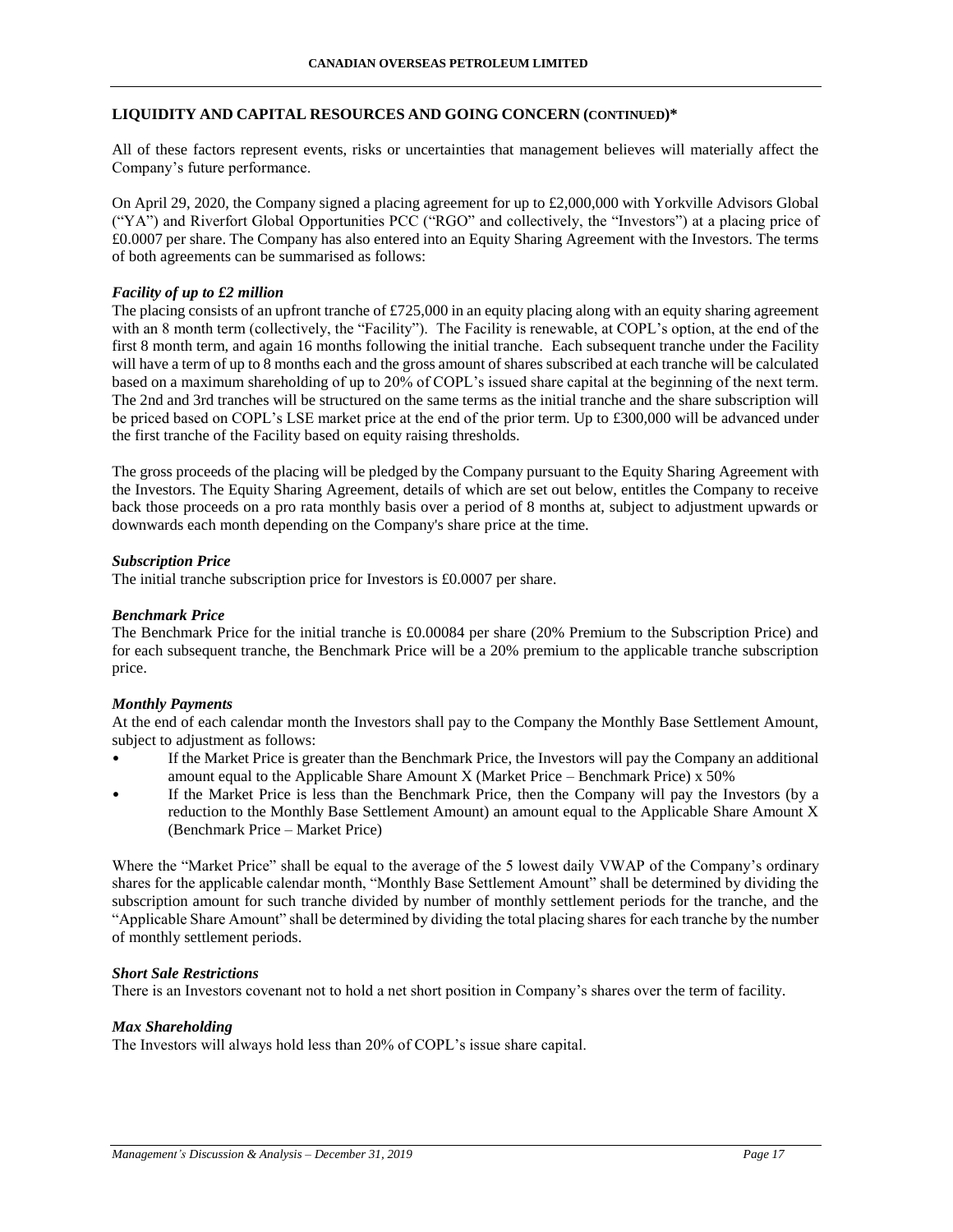## LIQUIDITY AND CAPITAL RESOURCES AND GOING CONCERN (CONTINUED)*

All of these factors represent events, risks or uncertainties that management believes will materially affect the Company's future performance.

On April 29, 2020, the Company signed a placing agreement for up to £2,000,000 with Yorkville Advisors Global ("YA") and Riverfort Global Opportunities PCC ("RGO" and collectively, the "Investors") at a placing price of £0.0007 per share. The Company has also entered into an Equity Sharing Agreement with the Investors. The terms of both agreements can be summarised as follows:

***Facility of up to £2 million***

The placing consists of an upfront tranche of £725,000 in an equity placing along with an equity sharing agreement with an 8 month term (collectively, the "Facility"). The Facility is renewable, at COPL's option, at the end of the first 8 month term, and again 16 months following the initial tranche. Each subsequent tranche under the Facility will have a term of up to 8 months each and the gross amount of shares subscribed at each tranche will be calculated based on a maximum shareholding of up to 20% of COPL's issued share capital at the beginning of the next term. The 2nd and 3rd tranches will be structured on the same terms as the initial tranche and the share subscription will be priced based on COPL's LSE market price at the end of the prior term. Up to £300,000 will be advanced under the first tranche of the Facility based on equity raising thresholds.

The gross proceeds of the placing will be pledged by the Company pursuant to the Equity Sharing Agreement with the Investors. The Equity Sharing Agreement, details of which are set out below, entitles the Company to receive back those proceeds on a pro rata monthly basis over a period of 8 months at, subject to adjustment upwards or downwards each month depending on the Company's share price at the time.

***Subscription Price***

The initial tranche subscription price for Investors is £0.0007 per share.

***Benchmark Price***

The Benchmark Price for the initial tranche is £0.00084 per share (20% Premium to the Subscription Price) and for each subsequent tranche, the Benchmark Price will be a 20% premium to the applicable tranche subscription price.

***Monthly Payments***

At the end of each calendar month the Investors shall pay to the Company the Monthly Base Settlement Amount, subject to adjustment as follows:

- If the Market Price is greater than the Benchmark Price, the Investors will pay the Company an additional amount equal to the Applicable Share Amount X (Market Price – Benchmark Price) x 50%
- If the Market Price is less than the Benchmark Price, then the Company will pay the Investors (by a reduction to the Monthly Base Settlement Amount) an amount equal to the Applicable Share Amount X (Benchmark Price – Market Price)

Where the "Market Price" shall be equal to the average of the 5 lowest daily VWAP of the Company's ordinary shares for the applicable calendar month, "Monthly Base Settlement Amount" shall be determined by dividing the subscription amount for such tranche divided by number of monthly settlement periods for the tranche, and the "Applicable Share Amount" shall be determined by dividing the total placing shares for each tranche by the number of monthly settlement periods.

***Short Sale Restrictions***

There is an Investors covenant not to hold a net short position in Company's shares over the term of facility.

***Max Shareholding***

The Investors will always hold less than 20% of COPL's issue share capital.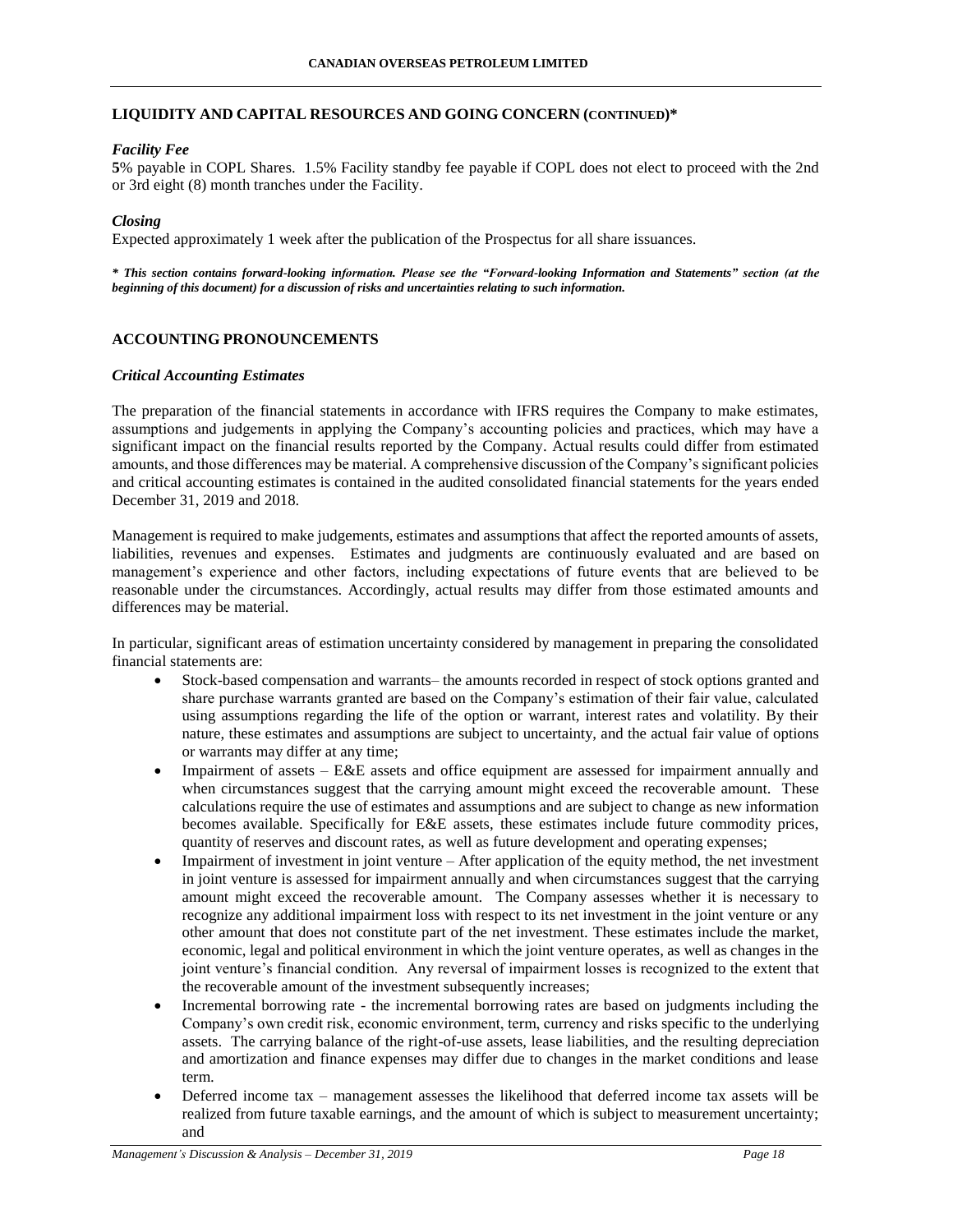## LIQUIDITY AND CAPITAL RESOURCES AND GOING CONCERN (CONTINUED)*

### *Facility Fee*

**5**% payable in COPL Shares. 1.5% Facility standby fee payable if COPL does not elect to proceed with the 2nd or 3rd eight (8) month tranches under the Facility.

### *Closing*

Expected approximately 1 week after the publication of the Prospectus for all share issuances.

***\* This section contains forward-looking information. Please see the "Forward-looking Information and Statements" section (at the beginning of this document) for a discussion of risks and uncertainties relating to such information.***

## ACCOUNTING PRONOUNCEMENTS

### *Critical Accounting Estimates*

The preparation of the financial statements in accordance with IFRS requires the Company to make estimates, assumptions and judgements in applying the Company's accounting policies and practices, which may have a significant impact on the financial results reported by the Company. Actual results could differ from estimated amounts, and those differences may be material. A comprehensive discussion of the Company's significant policies and critical accounting estimates is contained in the audited consolidated financial statements for the years ended December 31, 2019 and 2018.

Management is required to make judgements, estimates and assumptions that affect the reported amounts of assets, liabilities, revenues and expenses. Estimates and judgments are continuously evaluated and are based on management's experience and other factors, including expectations of future events that are believed to be reasonable under the circumstances. Accordingly, actual results may differ from those estimated amounts and differences may be material.

In particular, significant areas of estimation uncertainty considered by management in preparing the consolidated financial statements are:

- Stock-based compensation and warrants– the amounts recorded in respect of stock options granted and share purchase warrants granted are based on the Company's estimation of their fair value, calculated using assumptions regarding the life of the option or warrant, interest rates and volatility. By their nature, these estimates and assumptions are subject to uncertainty, and the actual fair value of options or warrants may differ at any time;
- Impairment of assets – E&E assets and office equipment are assessed for impairment annually and when circumstances suggest that the carrying amount might exceed the recoverable amount. These calculations require the use of estimates and assumptions and are subject to change as new information becomes available. Specifically for E&E assets, these estimates include future commodity prices, quantity of reserves and discount rates, as well as future development and operating expenses;
- Impairment of investment in joint venture – After application of the equity method, the net investment in joint venture is assessed for impairment annually and when circumstances suggest that the carrying amount might exceed the recoverable amount. The Company assesses whether it is necessary to recognize any additional impairment loss with respect to its net investment in the joint venture or any other amount that does not constitute part of the net investment. These estimates include the market, economic, legal and political environment in which the joint venture operates, as well as changes in the joint venture's financial condition. Any reversal of impairment losses is recognized to the extent that the recoverable amount of the investment subsequently increases;
- Incremental borrowing rate - the incremental borrowing rates are based on judgments including the Company's own credit risk, economic environment, term, currency and risks specific to the underlying assets. The carrying balance of the right-of-use assets, lease liabilities, and the resulting depreciation and amortization and finance expenses may differ due to changes in the market conditions and lease term.
- Deferred income tax – management assesses the likelihood that deferred income tax assets will be realized from future taxable earnings, and the amount of which is subject to measurement uncertainty; and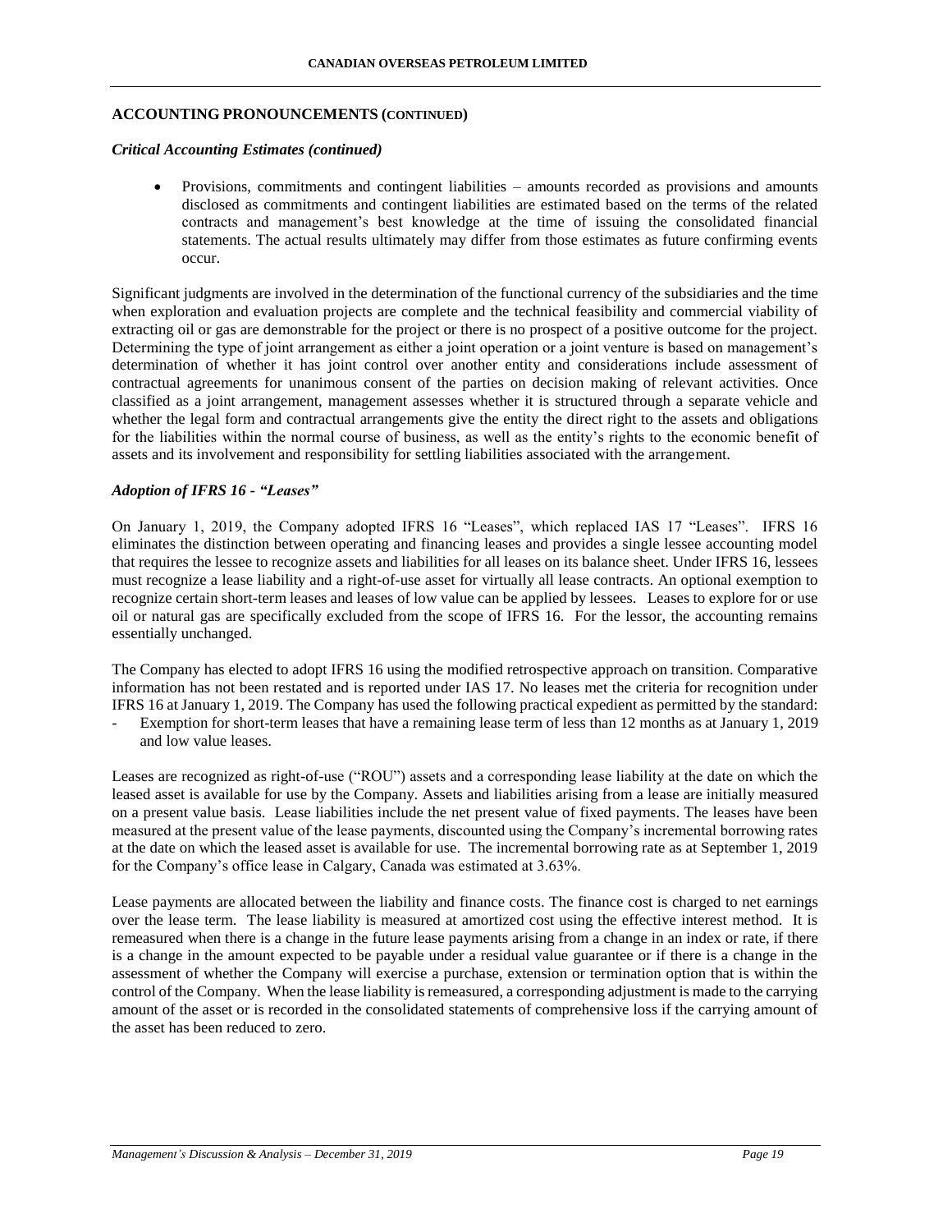## ACCOUNTING PRONOUNCEMENTS (CONTINUED)

### *Critical Accounting Estimates (continued)*

- Provisions, commitments and contingent liabilities – amounts recorded as provisions and amounts disclosed as commitments and contingent liabilities are estimated based on the terms of the related contracts and management's best knowledge at the time of issuing the consolidated financial statements. The actual results ultimately may differ from those estimates as future confirming events occur.

Significant judgments are involved in the determination of the functional currency of the subsidiaries and the time when exploration and evaluation projects are complete and the technical feasibility and commercial viability of extracting oil or gas are demonstrable for the project or there is no prospect of a positive outcome for the project. Determining the type of joint arrangement as either a joint operation or a joint venture is based on management's determination of whether it has joint control over another entity and considerations include assessment of contractual agreements for unanimous consent of the parties on decision making of relevant activities. Once classified as a joint arrangement, management assesses whether it is structured through a separate vehicle and whether the legal form and contractual arrangements give the entity the direct right to the assets and obligations for the liabilities within the normal course of business, as well as the entity's rights to the economic benefit of assets and its involvement and responsibility for settling liabilities associated with the arrangement.

### *Adoption of IFRS 16 - "Leases"*

On January 1, 2019, the Company adopted IFRS 16 "Leases", which replaced IAS 17 "Leases". IFRS 16 eliminates the distinction between operating and financing leases and provides a single lessee accounting model that requires the lessee to recognize assets and liabilities for all leases on its balance sheet. Under IFRS 16, lessees must recognize a lease liability and a right-of-use asset for virtually all lease contracts. An optional exemption to recognize certain short-term leases and leases of low value can be applied by lessees. Leases to explore for or use oil or natural gas are specifically excluded from the scope of IFRS 16. For the lessor, the accounting remains essentially unchanged.

The Company has elected to adopt IFRS 16 using the modified retrospective approach on transition. Comparative information has not been restated and is reported under IAS 17. No leases met the criteria for recognition under IFRS 16 at January 1, 2019. The Company has used the following practical expedient as permitted by the standard:

- Exemption for short-term leases that have a remaining lease term of less than 12 months as at January 1, 2019 and low value leases.

Leases are recognized as right-of-use ("ROU") assets and a corresponding lease liability at the date on which the leased asset is available for use by the Company. Assets and liabilities arising from a lease are initially measured on a present value basis. Lease liabilities include the net present value of fixed payments. The leases have been measured at the present value of the lease payments, discounted using the Company's incremental borrowing rates at the date on which the leased asset is available for use. The incremental borrowing rate as at September 1, 2019 for the Company's office lease in Calgary, Canada was estimated at 3.63%.

Lease payments are allocated between the liability and finance costs. The finance cost is charged to net earnings over the lease term. The lease liability is measured at amortized cost using the effective interest method. It is remeasured when there is a change in the future lease payments arising from a change in an index or rate, if there is a change in the amount expected to be payable under a residual value guarantee or if there is a change in the assessment of whether the Company will exercise a purchase, extension or termination option that is within the control of the Company. When the lease liability is remeasured, a corresponding adjustment is made to the carrying amount of the asset or is recorded in the consolidated statements of comprehensive loss if the carrying amount of the asset has been reduced to zero.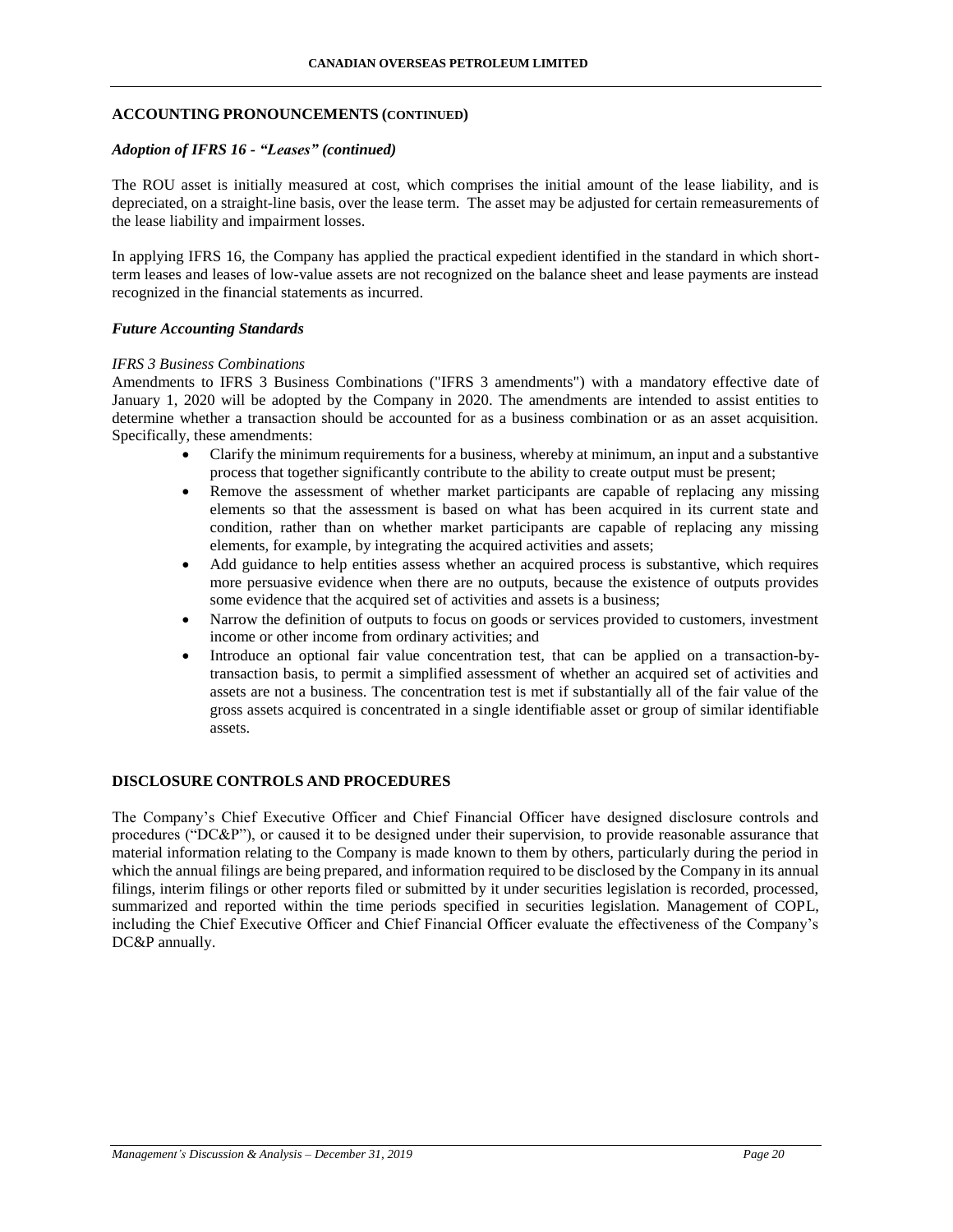## ACCOUNTING PRONOUNCEMENTS (CONTINUED)

### *Adoption of IFRS 16 - "Leases" (continued)*

The ROU asset is initially measured at cost, which comprises the initial amount of the lease liability, and is depreciated, on a straight-line basis, over the lease term. The asset may be adjusted for certain remeasurements of the lease liability and impairment losses.

In applying IFRS 16, the Company has applied the practical expedient identified in the standard in which short-term leases and leases of low-value assets are not recognized on the balance sheet and lease payments are instead recognized in the financial statements as incurred.

### *Future Accounting Standards*

*IFRS 3 Business Combinations*

Amendments to IFRS 3 Business Combinations ("IFRS 3 amendments") with a mandatory effective date of January 1, 2020 will be adopted by the Company in 2020. The amendments are intended to assist entities to determine whether a transaction should be accounted for as a business combination or as an asset acquisition. Specifically, these amendments:

- Clarify the minimum requirements for a business, whereby at minimum, an input and a substantive process that together significantly contribute to the ability to create output must be present;
- Remove the assessment of whether market participants are capable of replacing any missing elements so that the assessment is based on what has been acquired in its current state and condition, rather than on whether market participants are capable of replacing any missing elements, for example, by integrating the acquired activities and assets;
- Add guidance to help entities assess whether an acquired process is substantive, which requires more persuasive evidence when there are no outputs, because the existence of outputs provides some evidence that the acquired set of activities and assets is a business;
- Narrow the definition of outputs to focus on goods or services provided to customers, investment income or other income from ordinary activities; and
- Introduce an optional fair value concentration test, that can be applied on a transaction-by-transaction basis, to permit a simplified assessment of whether an acquired set of activities and assets are not a business. The concentration test is met if substantially all of the fair value of the gross assets acquired is concentrated in a single identifiable asset or group of similar identifiable assets.

## DISCLOSURE CONTROLS AND PROCEDURES

The Company's Chief Executive Officer and Chief Financial Officer have designed disclosure controls and procedures ("DC&P"), or caused it to be designed under their supervision, to provide reasonable assurance that material information relating to the Company is made known to them by others, particularly during the period in which the annual filings are being prepared, and information required to be disclosed by the Company in its annual filings, interim filings or other reports filed or submitted by it under securities legislation is recorded, processed, summarized and reported within the time periods specified in securities legislation. Management of COPL, including the Chief Executive Officer and Chief Financial Officer evaluate the effectiveness of the Company's DC&P annually.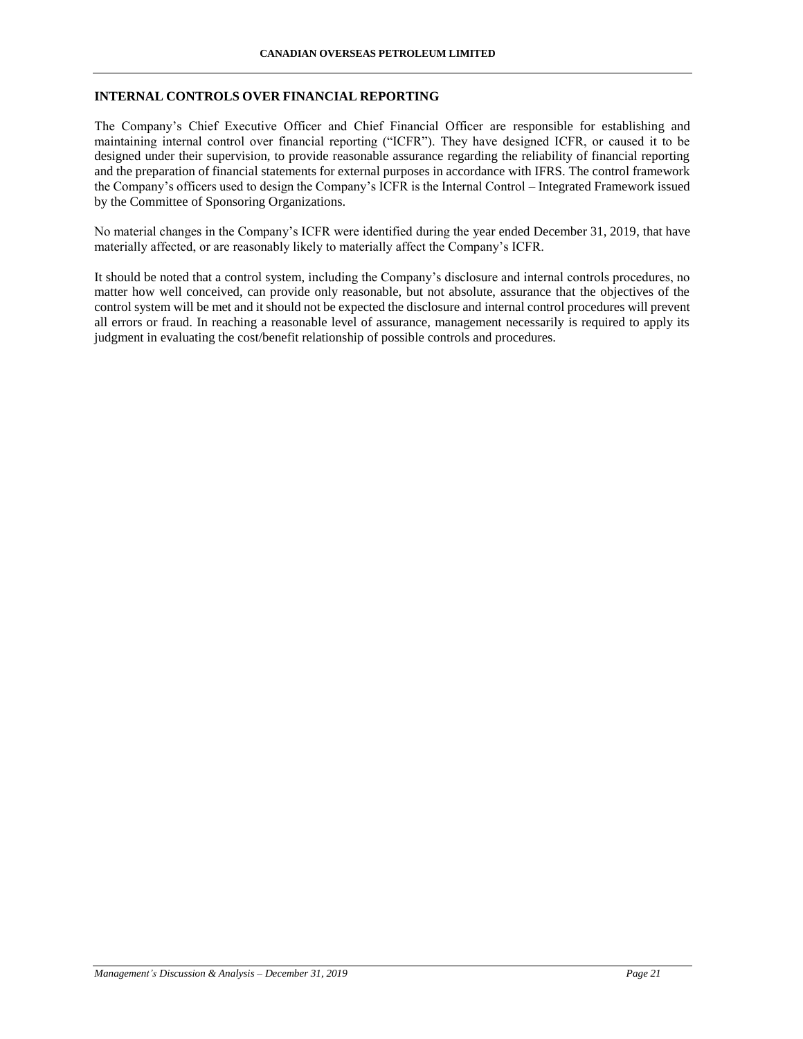## INTERNAL CONTROLS OVER FINANCIAL REPORTING

The Company's Chief Executive Officer and Chief Financial Officer are responsible for establishing and maintaining internal control over financial reporting ("ICFR"). They have designed ICFR, or caused it to be designed under their supervision, to provide reasonable assurance regarding the reliability of financial reporting and the preparation of financial statements for external purposes in accordance with IFRS. The control framework the Company's officers used to design the Company's ICFR is the Internal Control – Integrated Framework issued by the Committee of Sponsoring Organizations.

No material changes in the Company's ICFR were identified during the year ended December 31, 2019, that have materially affected, or are reasonably likely to materially affect the Company's ICFR.

It should be noted that a control system, including the Company's disclosure and internal controls procedures, no matter how well conceived, can provide only reasonable, but not absolute, assurance that the objectives of the control system will be met and it should not be expected the disclosure and internal control procedures will prevent all errors or fraud. In reaching a reasonable level of assurance, management necessarily is required to apply its judgment in evaluating the cost/benefit relationship of possible controls and procedures.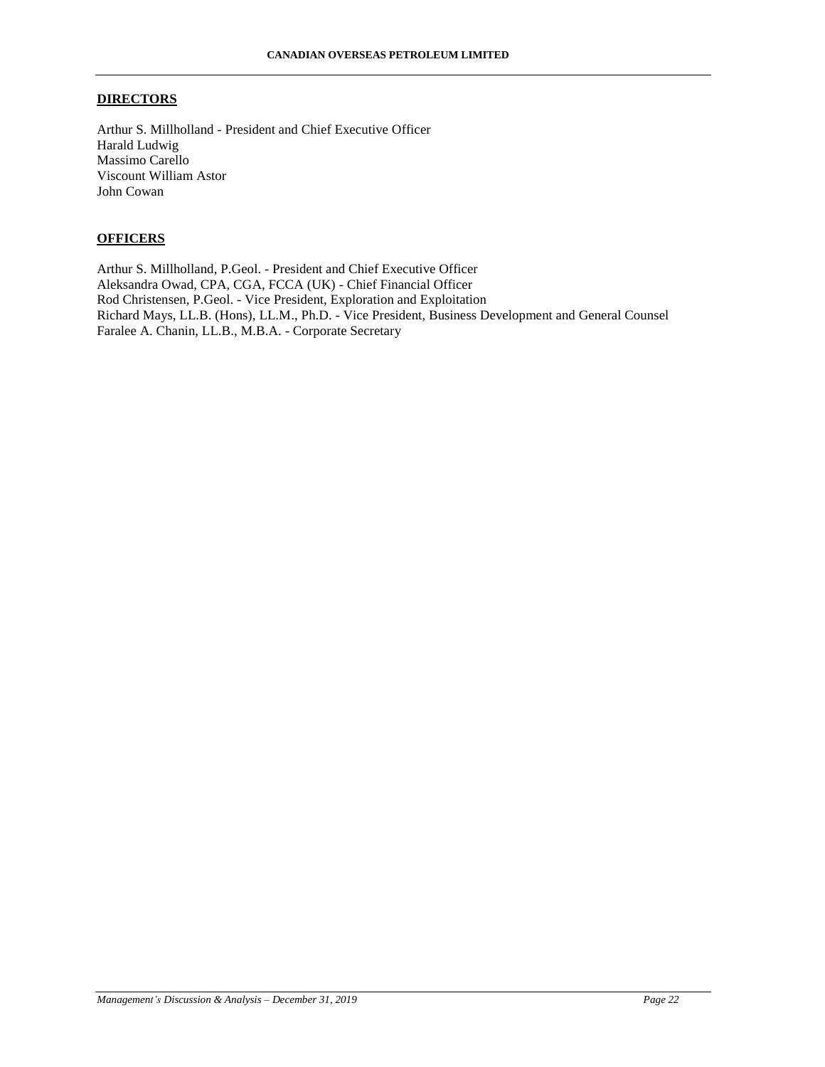## DIRECTORS

Arthur S. Millholland - President and Chief Executive Officer
Harald Ludwig
Massimo Carello
Viscount William Astor
John Cowan

## OFFICERS

Arthur S. Millholland, P.Geol. - President and Chief Executive Officer
Aleksandra Owad, CPA, CGA, FCCA (UK) - Chief Financial Officer
Rod Christensen, P.Geol. - Vice President, Exploration and Exploitation
Richard Mays, LL.B. (Hons), LL.M., Ph.D. - Vice President, Business Development and General Counsel
Faralee A. Chanin, LL.B., M.B.A. - Corporate Secretary